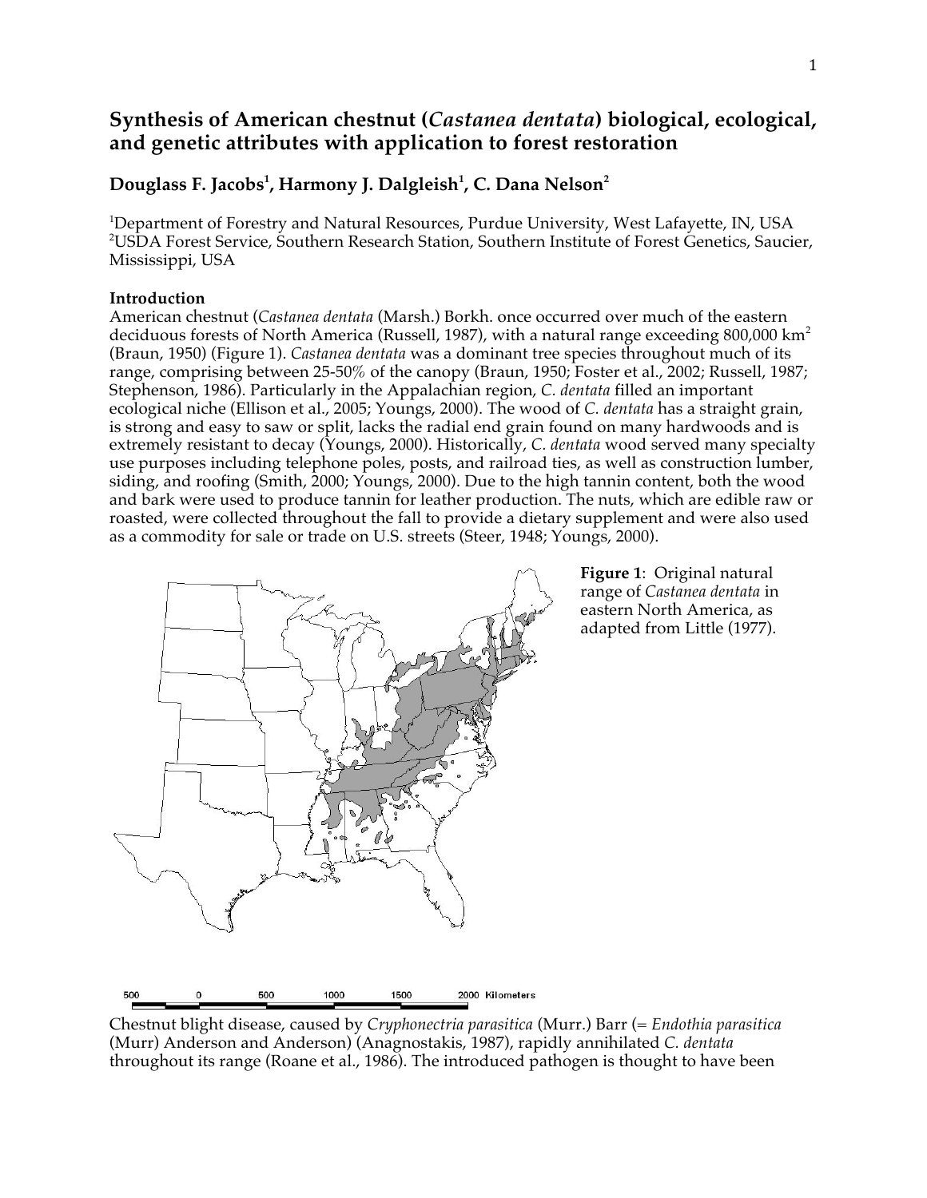# Synthesis of American chestnut (*Castanea dentata*) biological, ecological, and genetic attributes with application to forest restoration

**Douglass F. Jacobs[1], Harmony J. Dalgleish[1], C. Dana Nelson[2]**

[1]Department of Forestry and Natural Resources, Purdue University, West Lafayette, IN, USA
[2]USDA Forest Service, Southern Research Station, Southern Institute of Forest Genetics, Saucier, Mississippi, USA

**Introduction**

American chestnut (*Castanea dentata* (Marsh.) Borkh. once occurred over much of the eastern deciduous forests of North America (Russell, 1987), with a natural range exceeding 800,000 km$^2$ (Braun, 1950) (Figure 1). *Castanea dentata* was a dominant tree species throughout much of its range, comprising between 25-50% of the canopy (Braun, 1950; Foster et al., 2002; Russell, 1987; Stephenson, 1986). Particularly in the Appalachian region, *C. dentata* filled an important ecological niche (Ellison et al., 2005; Youngs, 2000). The wood of *C. dentata* has a straight grain, is strong and easy to saw or split, lacks the radial end grain found on many hardwoods and is extremely resistant to decay (Youngs, 2000). Historically, *C. dentata* wood served many specialty use purposes including telephone poles, posts, and railroad ties, as well as construction lumber, siding, and roofing (Smith, 2000; Youngs, 2000). Due to the high tannin content, both the wood and bark were used to produce tannin for leather production. The nuts, which are edible raw or roasted, were collected throughout the fall to provide a dietary supplement and were also used as a commodity for sale or trade on U.S. streets (Steer, 1948; Youngs, 2000).

**Figure 1**: Original natural range of *Castanea dentata* in eastern North America, as adapted from Little (1977).

Chestnut blight disease, caused by *Cryphonectria parasitica* (Murr.) Barr (= *Endothia parasitica* (Murr) Anderson and Anderson) (Anagnostakis, 1987), rapidly annihilated *C. dentata* throughout its range (Roane et al., 1986). The introduced pathogen is thought to have been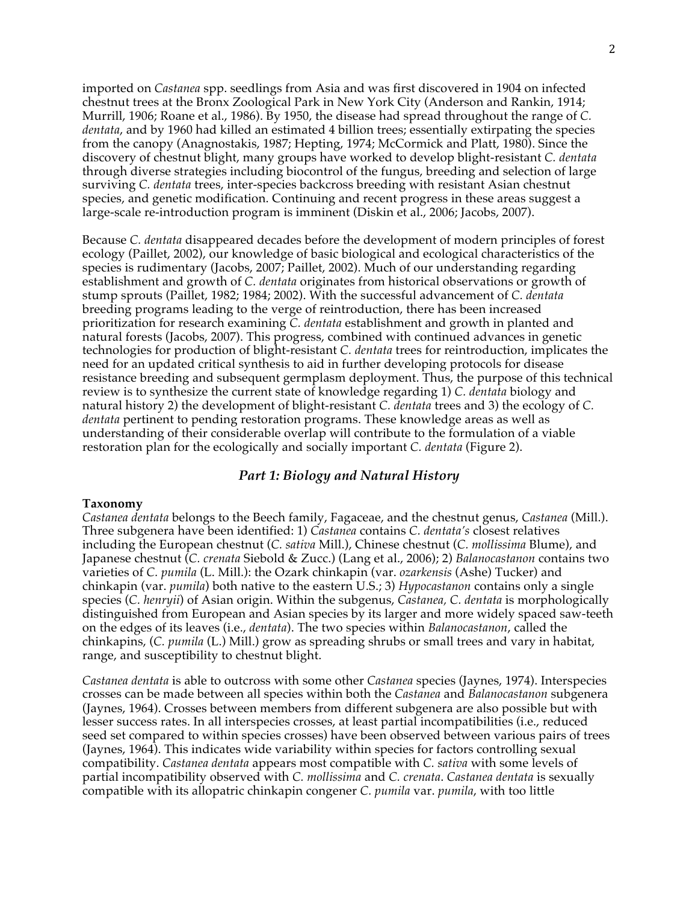imported on *Castanea* spp. seedlings from Asia and was first discovered in 1904 on infected chestnut trees at the Bronx Zoological Park in New York City (Anderson and Rankin, 1914; Murrill, 1906; Roane et al., 1986). By 1950, the disease had spread throughout the range of *C. dentata*, and by 1960 had killed an estimated 4 billion trees; essentially extirpating the species from the canopy (Anagnostakis, 1987; Hepting, 1974; McCormick and Platt, 1980). Since the discovery of chestnut blight, many groups have worked to develop blight-resistant *C. dentata* through diverse strategies including biocontrol of the fungus, breeding and selection of large surviving *C. dentata* trees, inter-species backcross breeding with resistant Asian chestnut species, and genetic modification. Continuing and recent progress in these areas suggest a large-scale re-introduction program is imminent (Diskin et al., 2006; Jacobs, 2007).

Because *C. dentata* disappeared decades before the development of modern principles of forest ecology (Paillet, 2002), our knowledge of basic biological and ecological characteristics of the species is rudimentary (Jacobs, 2007; Paillet, 2002). Much of our understanding regarding establishment and growth of *C. dentata* originates from historical observations or growth of stump sprouts (Paillet, 1982; 1984; 2002). With the successful advancement of *C. dentata* breeding programs leading to the verge of reintroduction, there has been increased prioritization for research examining *C. dentata* establishment and growth in planted and natural forests (Jacobs, 2007). This progress, combined with continued advances in genetic technologies for production of blight-resistant *C. dentata* trees for reintroduction, implicates the need for an updated critical synthesis to aid in further developing protocols for disease resistance breeding and subsequent germplasm deployment. Thus, the purpose of this technical review is to synthesize the current state of knowledge regarding 1) *C. dentata* biology and natural history 2) the development of blight-resistant *C. dentata* trees and 3) the ecology of *C. dentata* pertinent to pending restoration programs. These knowledge areas as well as understanding of their considerable overlap will contribute to the formulation of a viable restoration plan for the ecologically and socially important *C. dentata* (Figure 2).

## *Part 1: Biology and Natural History*

**Taxonomy**

*Castanea dentata* belongs to the Beech family, Fagaceae, and the chestnut genus, *Castanea* (Mill.). Three subgenera have been identified: 1) *Castanea* contains *C. dentata's* closest relatives including the European chestnut (*C. sativa* Mill.), Chinese chestnut (*C. mollissima* Blume), and Japanese chestnut (*C. crenata* Siebold & Zucc.) (Lang et al., 2006); 2) *Balanocastanon* contains two varieties of *C. pumila* (L. Mill.): the Ozark chinkapin (var. *ozarkensis* (Ashe) Tucker) and chinkapin (var. *pumila*) both native to the eastern U.S.; 3) *Hypocastanon* contains only a single species (*C. henryii*) of Asian origin. Within the subgenus, *Castanea*, *C. dentata* is morphologically distinguished from European and Asian species by its larger and more widely spaced saw-teeth on the edges of its leaves (i.e., *dentata*). The two species within *Balanocastanon*, called the chinkapins, (*C. pumila* (L.) Mill.) grow as spreading shrubs or small trees and vary in habitat, range, and susceptibility to chestnut blight.

*Castanea dentata* is able to outcross with some other *Castanea* species (Jaynes, 1974). Interspecies crosses can be made between all species within both the *Castanea* and *Balanocastanon* subgenera (Jaynes, 1964). Crosses between members from different subgenera are also possible but with lesser success rates. In all interspecies crosses, at least partial incompatibilities (i.e., reduced seed set compared to within species crosses) have been observed between various pairs of trees (Jaynes, 1964). This indicates wide variability within species for factors controlling sexual compatibility. *Castanea dentata* appears most compatible with *C. sativa* with some levels of partial incompatibility observed with *C. mollissima* and *C. crenata*. *Castanea dentata* is sexually compatible with its allopatric chinkapin congener *C. pumila* var. *pumila*, with too little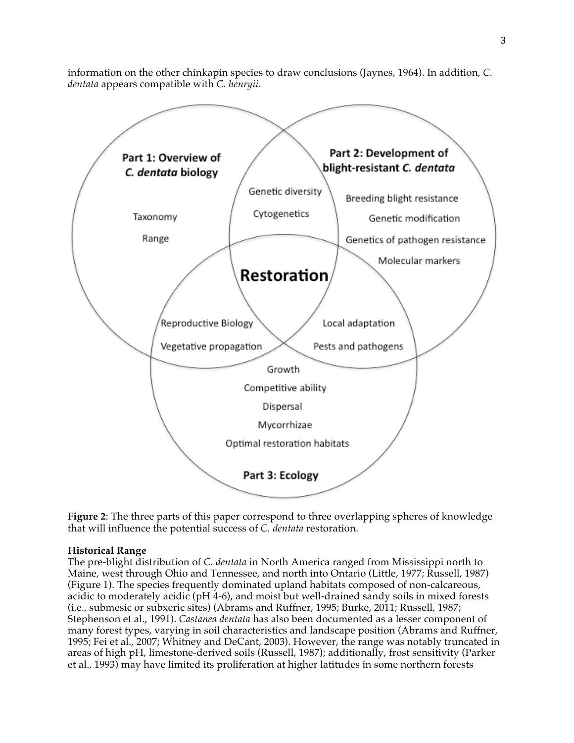information on the other chinkapin species to draw conclusions (Jaynes, 1964). In addition, *C. dentata* appears compatible with *C. henryii*.

**Figure 2**: The three parts of this paper correspond to three overlapping spheres of knowledge that will influence the potential success of *C. dentata* restoration.

**Historical Range**

The pre-blight distribution of *C. dentata* in North America ranged from Mississippi north to Maine, west through Ohio and Tennessee, and north into Ontario (Little, 1977; Russell, 1987) (Figure 1). The species frequently dominated upland habitats composed of non-calcareous, acidic to moderately acidic (pH 4-6), and moist but well-drained sandy soils in mixed forests (i.e., submesic or subxeric sites) (Abrams and Ruffner, 1995; Burke, 2011; Russell, 1987; Stephenson et al., 1991). *Castanea dentata* has also been documented as a lesser component of many forest types, varying in soil characteristics and landscape position (Abrams and Ruffner, 1995; Fei et al., 2007; Whitney and DeCant, 2003). However, the range was notably truncated in areas of high pH, limestone-derived soils (Russell, 1987); additionally, frost sensitivity (Parker et al., 1993) may have limited its proliferation at higher latitudes in some northern forests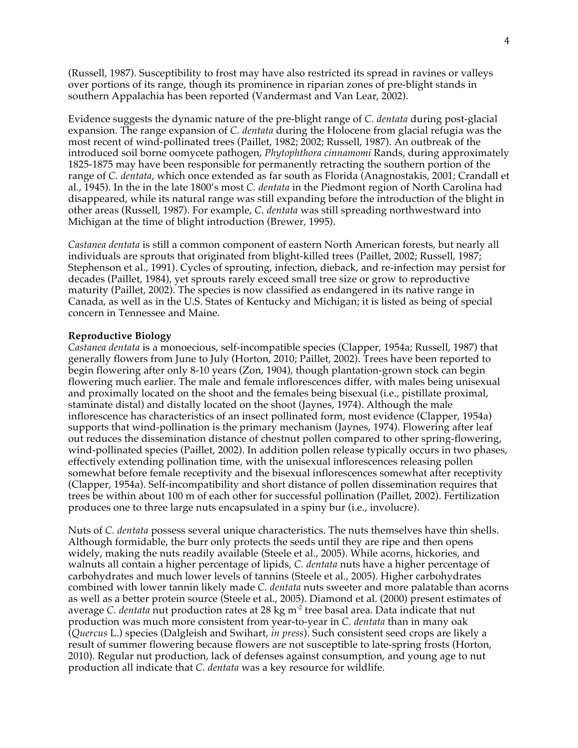(Russell, 1987). Susceptibility to frost may have also restricted its spread in ravines or valleys over portions of its range, though its prominence in riparian zones of pre-blight stands in southern Appalachia has been reported (Vandermast and Van Lear, 2002).

Evidence suggests the dynamic nature of the pre-blight range of *C. dentata* during post-glacial expansion. The range expansion of *C. dentata* during the Holocene from glacial refugia was the most recent of wind-pollinated trees (Paillet, 1982; 2002; Russell, 1987). An outbreak of the introduced soil borne oomycete pathogen, *Phytophthora cinnamomi* Rands, during approximately 1825-1875 may have been responsible for permanently retracting the southern portion of the range of *C. dentata*, which once extended as far south as Florida (Anagnostakis, 2001; Crandall et al., 1945). In the in the late 1800's most *C. dentata* in the Piedmont region of North Carolina had disappeared, while its natural range was still expanding before the introduction of the blight in other areas (Russell, 1987). For example, *C. dentata* was still spreading northwestward into Michigan at the time of blight introduction (Brewer, 1995).

*Castanea dentata* is still a common component of eastern North American forests, but nearly all individuals are sprouts that originated from blight-killed trees (Paillet, 2002; Russell, 1987; Stephenson et al., 1991). Cycles of sprouting, infection, dieback, and re-infection may persist for decades (Paillet, 1984), yet sprouts rarely exceed small tree size or grow to reproductive maturity (Paillet, 2002). The species is now classified as endangered in its native range in Canada, as well as in the U.S. States of Kentucky and Michigan; it is listed as being of special concern in Tennessee and Maine.

**Reproductive Biology**

*Castanea dentata* is a monoecious, self-incompatible species (Clapper, 1954a; Russell, 1987) that generally flowers from June to July (Horton, 2010; Paillet, 2002). Trees have been reported to begin flowering after only 8-10 years (Zon, 1904), though plantation-grown stock can begin flowering much earlier. The male and female inflorescences differ, with males being unisexual and proximally located on the shoot and the females being bisexual (i.e., pistillate proximal, staminate distal) and distally located on the shoot (Jaynes, 1974). Although the male inflorescence has characteristics of an insect pollinated form, most evidence (Clapper, 1954a) supports that wind-pollination is the primary mechanism (Jaynes, 1974). Flowering after leaf out reduces the dissemination distance of chestnut pollen compared to other spring-flowering, wind-pollinated species (Paillet, 2002). In addition pollen release typically occurs in two phases, effectively extending pollination time, with the unisexual inflorescences releasing pollen somewhat before female receptivity and the bisexual inflorescences somewhat after receptivity (Clapper, 1954a). Self-incompatibility and short distance of pollen dissemination requires that trees be within about 100 m of each other for successful pollination (Paillet, 2002). Fertilization produces one to three large nuts encapsulated in a spiny bur (i.e., involucre).

Nuts of *C. dentata* possess several unique characteristics. The nuts themselves have thin shells. Although formidable, the burr only protects the seeds until they are ripe and then opens widely, making the nuts readily available (Steele et al., 2005). While acorns, hickories, and walnuts all contain a higher percentage of lipids, *C. dentata* nuts have a higher percentage of carbohydrates and much lower levels of tannins (Steele et al., 2005). Higher carbohydrates combined with lower tannin likely made *C. dentata* nuts sweeter and more palatable than acorns as well as a better protein source (Steele et al., 2005). Diamond et al. (2000) present estimates of average *C. dentata* nut production rates at 28 kg $m^{-2}$ tree basal area. Data indicate that nut production was much more consistent from year-to-year in *C. dentata* than in many oak (*Quercus* L.) species (Dalgleish and Swihart, *in press*). Such consistent seed crops are likely a result of summer flowering because flowers are not susceptible to late-spring frosts (Horton, 2010). Regular nut production, lack of defenses against consumption, and young age to nut production all indicate that *C. dentata* was a key resource for wildlife.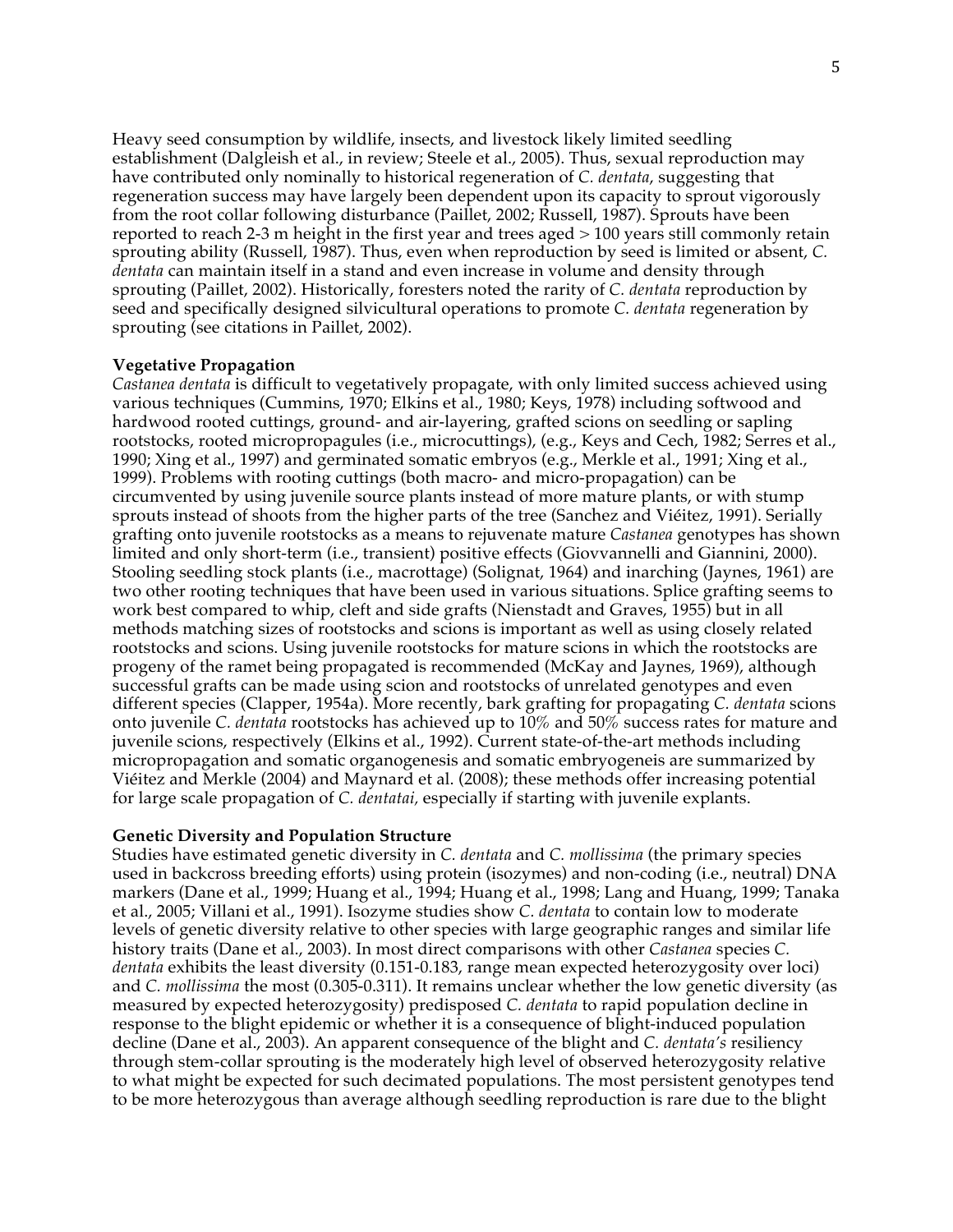Heavy seed consumption by wildlife, insects, and livestock likely limited seedling establishment (Dalgleish et al., in review; Steele et al., 2005). Thus, sexual reproduction may have contributed only nominally to historical regeneration of *C. dentata*, suggesting that regeneration success may have largely been dependent upon its capacity to sprout vigorously from the root collar following disturbance (Paillet, 2002; Russell, 1987). Sprouts have been reported to reach 2-3 m height in the first year and trees aged > 100 years still commonly retain sprouting ability (Russell, 1987). Thus, even when reproduction by seed is limited or absent, *C. dentata* can maintain itself in a stand and even increase in volume and density through sprouting (Paillet, 2002). Historically, foresters noted the rarity of *C. dentata* reproduction by seed and specifically designed silvicultural operations to promote *C. dentata* regeneration by sprouting (see citations in Paillet, 2002).

**Vegetative Propagation**

*Castanea dentata* is difficult to vegetatively propagate, with only limited success achieved using various techniques (Cummins, 1970; Elkins et al., 1980; Keys, 1978) including softwood and hardwood rooted cuttings, ground- and air-layering, grafted scions on seedling or sapling rootstocks, rooted micropropagules (i.e., microcuttings), (e.g., Keys and Cech, 1982; Serres et al., 1990; Xing et al., 1997) and germinated somatic embryos (e.g., Merkle et al., 1991; Xing et al., 1999). Problems with rooting cuttings (both macro- and micro-propagation) can be circumvented by using juvenile source plants instead of more mature plants, or with stump sprouts instead of shoots from the higher parts of the tree (Sanchez and Viéitez, 1991). Serially grafting onto juvenile rootstocks as a means to rejuvenate mature *Castanea* genotypes has shown limited and only short-term (i.e., transient) positive effects (Giovvannelli and Giannini, 2000). Stooling seedling stock plants (i.e., macrottage) (Solignat, 1964) and inarching (Jaynes, 1961) are two other rooting techniques that have been used in various situations. Splice grafting seems to work best compared to whip, cleft and side grafts (Nienstadt and Graves, 1955) but in all methods matching sizes of rootstocks and scions is important as well as using closely related rootstocks and scions. Using juvenile rootstocks for mature scions in which the rootstocks are progeny of the ramet being propagated is recommended (McKay and Jaynes, 1969), although successful grafts can be made using scion and rootstocks of unrelated genotypes and even different species (Clapper, 1954a). More recently, bark grafting for propagating *C. dentata* scions onto juvenile *C. dentata* rootstocks has achieved up to 10% and 50% success rates for mature and juvenile scions, respectively (Elkins et al., 1992). Current state-of-the-art methods including micropropagation and somatic organogenesis and somatic embryogeneis are summarized by Viéitez and Merkle (2004) and Maynard et al. (2008); these methods offer increasing potential for large scale propagation of *C. dentatai*, especially if starting with juvenile explants.

**Genetic Diversity and Population Structure**

Studies have estimated genetic diversity in *C. dentata* and *C. mollissima* (the primary species used in backcross breeding efforts) using protein (isozymes) and non-coding (i.e., neutral) DNA markers (Dane et al., 1999; Huang et al., 1994; Huang et al., 1998; Lang and Huang, 1999; Tanaka et al., 2005; Villani et al., 1991). Isozyme studies show *C. dentata* to contain low to moderate levels of genetic diversity relative to other species with large geographic ranges and similar life history traits (Dane et al., 2003). In most direct comparisons with other *Castanea* species *C. dentata* exhibits the least diversity (0.151-0.183, range mean expected heterozygosity over loci) and *C. mollissima* the most (0.305-0.311). It remains unclear whether the low genetic diversity (as measured by expected heterozygosity) predisposed *C. dentata* to rapid population decline in response to the blight epidemic or whether it is a consequence of blight-induced population decline (Dane et al., 2003). An apparent consequence of the blight and *C. dentata's* resiliency through stem-collar sprouting is the moderately high level of observed heterozygosity relative to what might be expected for such decimated populations. The most persistent genotypes tend to be more heterozygous than average although seedling reproduction is rare due to the blight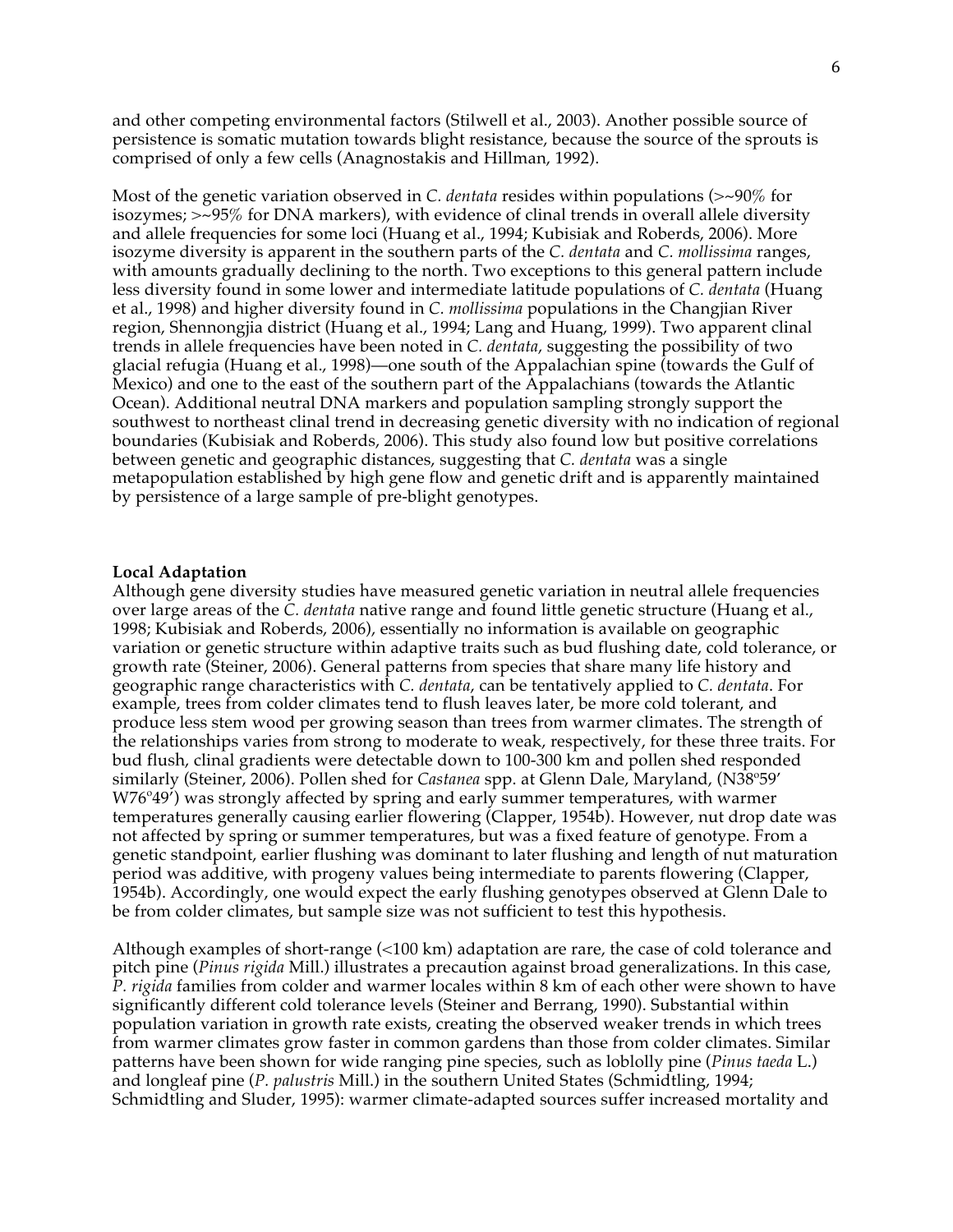and other competing environmental factors (Stilwell et al., 2003). Another possible source of persistence is somatic mutation towards blight resistance, because the source of the sprouts is comprised of only a few cells (Anagnostakis and Hillman, 1992).

Most of the genetic variation observed in *C. dentata* resides within populations (>~90% for isozymes; >~95% for DNA markers), with evidence of clinal trends in overall allele diversity and allele frequencies for some loci (Huang et al., 1994; Kubisiak and Roberds, 2006). More isozyme diversity is apparent in the southern parts of the *C. dentata* and *C. mollissima* ranges, with amounts gradually declining to the north. Two exceptions to this general pattern include less diversity found in some lower and intermediate latitude populations of *C. dentata* (Huang et al., 1998) and higher diversity found in *C. mollissima* populations in the Changjian River region, Shennongjia district (Huang et al., 1994; Lang and Huang, 1999). Two apparent clinal trends in allele frequencies have been noted in *C. dentata*, suggesting the possibility of two glacial refugia (Huang et al., 1998)—one south of the Appalachian spine (towards the Gulf of Mexico) and one to the east of the southern part of the Appalachians (towards the Atlantic Ocean). Additional neutral DNA markers and population sampling strongly support the southwest to northeast clinal trend in decreasing genetic diversity with no indication of regional boundaries (Kubisiak and Roberds, 2006). This study also found low but positive correlations between genetic and geographic distances, suggesting that *C. dentata* was a single metapopulation established by high gene flow and genetic drift and is apparently maintained by persistence of a large sample of pre-blight genotypes.

**Local Adaptation**

Although gene diversity studies have measured genetic variation in neutral allele frequencies over large areas of the *C. dentata* native range and found little genetic structure (Huang et al., 1998; Kubisiak and Roberds, 2006), essentially no information is available on geographic variation or genetic structure within adaptive traits such as bud flushing date, cold tolerance, or growth rate (Steiner, 2006). General patterns from species that share many life history and geographic range characteristics with *C. dentata*, can be tentatively applied to *C. dentata*. For example, trees from colder climates tend to flush leaves later, be more cold tolerant, and produce less stem wood per growing season than trees from warmer climates. The strength of the relationships varies from strong to moderate to weak, respectively, for these three traits. For bud flush, clinal gradients were detectable down to 100-300 km and pollen shed responded similarly (Steiner, 2006). Pollen shed for *Castanea* spp. at Glenn Dale, Maryland, (N38º59' W76º49') was strongly affected by spring and early summer temperatures, with warmer temperatures generally causing earlier flowering (Clapper, 1954b). However, nut drop date was not affected by spring or summer temperatures, but was a fixed feature of genotype. From a genetic standpoint, earlier flushing was dominant to later flushing and length of nut maturation period was additive, with progeny values being intermediate to parents flowering (Clapper, 1954b). Accordingly, one would expect the early flushing genotypes observed at Glenn Dale to be from colder climates, but sample size was not sufficient to test this hypothesis.

Although examples of short-range (<100 km) adaptation are rare, the case of cold tolerance and pitch pine (*Pinus rigida* Mill.) illustrates a precaution against broad generalizations. In this case, *P. rigida* families from colder and warmer locales within 8 km of each other were shown to have significantly different cold tolerance levels (Steiner and Berrang, 1990). Substantial within population variation in growth rate exists, creating the observed weaker trends in which trees from warmer climates grow faster in common gardens than those from colder climates. Similar patterns have been shown for wide ranging pine species, such as loblolly pine (*Pinus taeda* L.) and longleaf pine (*P. palustris* Mill.) in the southern United States (Schmidtling, 1994; Schmidtling and Sluder, 1995): warmer climate-adapted sources suffer increased mortality and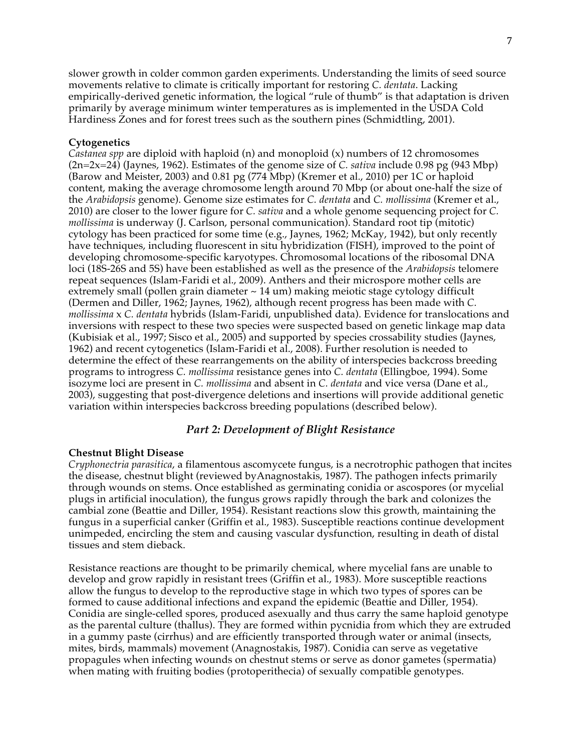slower growth in colder common garden experiments. Understanding the limits of seed source movements relative to climate is critically important for restoring *C. dentata*. Lacking empirically-derived genetic information, the logical "rule of thumb" is that adaptation is driven primarily by average minimum winter temperatures as is implemented in the USDA Cold Hardiness Zones and for forest trees such as the southern pines (Schmidtling, 2001).

**Cytogenetics**

*Castanea spp* are diploid with haploid (n) and monoploid (x) numbers of 12 chromosomes (2n=2x=24) (Jaynes, 1962). Estimates of the genome size of *C. sativa* include 0.98 pg (943 Mbp) (Barow and Meister, 2003) and 0.81 pg (774 Mbp) (Kremer et al., 2010) per 1C or haploid content, making the average chromosome length around 70 Mbp (or about one-half the size of the *Arabidopsis* genome). Genome size estimates for *C. dentata* and *C. mollissima* (Kremer et al., 2010) are closer to the lower figure for *C. sativa* and a whole genome sequencing project for *C. mollissima* is underway (J. Carlson, personal communication). Standard root tip (mitotic) cytology has been practiced for some time (e.g., Jaynes, 1962; McKay, 1942), but only recently have techniques, including fluorescent in situ hybridization (FISH), improved to the point of developing chromosome-specific karyotypes. Chromosomal locations of the ribosomal DNA loci (18S-26S and 5S) have been established as well as the presence of the *Arabidopsis* telomere repeat sequences (Islam-Faridi et al., 2009). Anthers and their microspore mother cells are extremely small (pollen grain diameter ~ 14 um) making meiotic stage cytology difficult (Dermen and Diller, 1962; Jaynes, 1962), although recent progress has been made with *C. mollissima* x *C. dentata* hybrids (Islam-Faridi, unpublished data). Evidence for translocations and inversions with respect to these two species were suspected based on genetic linkage map data (Kubisiak et al., 1997; Sisco et al., 2005) and supported by species crossability studies (Jaynes, 1962) and recent cytogenetics (Islam-Faridi et al., 2008). Further resolution is needed to determine the effect of these rearrangements on the ability of interspecies backcross breeding programs to introgress *C. mollissima* resistance genes into *C. dentata* (Ellingboe, 1994). Some isozyme loci are present in *C. mollissima* and absent in *C. dentata* and vice versa (Dane et al., 2003), suggesting that post-divergence deletions and insertions will provide additional genetic variation within interspecies backcross breeding populations (described below).

## *Part 2: Development of Blight Resistance*

**Chestnut Blight Disease**

*Cryphonectria parasitica*, a filamentous ascomycete fungus, is a necrotrophic pathogen that incites the disease, chestnut blight (reviewed byAnagnostakis, 1987). The pathogen infects primarily through wounds on stems. Once established as germinating conidia or ascospores (or mycelial plugs in artificial inoculation), the fungus grows rapidly through the bark and colonizes the cambial zone (Beattie and Diller, 1954). Resistant reactions slow this growth, maintaining the fungus in a superficial canker (Griffin et al., 1983). Susceptible reactions continue development unimpeded, encircling the stem and causing vascular dysfunction, resulting in death of distal tissues and stem dieback.

Resistance reactions are thought to be primarily chemical, where mycelial fans are unable to develop and grow rapidly in resistant trees (Griffin et al., 1983). More susceptible reactions allow the fungus to develop to the reproductive stage in which two types of spores can be formed to cause additional infections and expand the epidemic (Beattie and Diller, 1954). Conidia are single-celled spores, produced asexually and thus carry the same haploid genotype as the parental culture (thallus). They are formed within pycnidia from which they are extruded in a gummy paste (cirrhus) and are efficiently transported through water or animal (insects, mites, birds, mammals) movement (Anagnostakis, 1987). Conidia can serve as vegetative propagules when infecting wounds on chestnut stems or serve as donor gametes (spermatia) when mating with fruiting bodies (protoperithecia) of sexually compatible genotypes.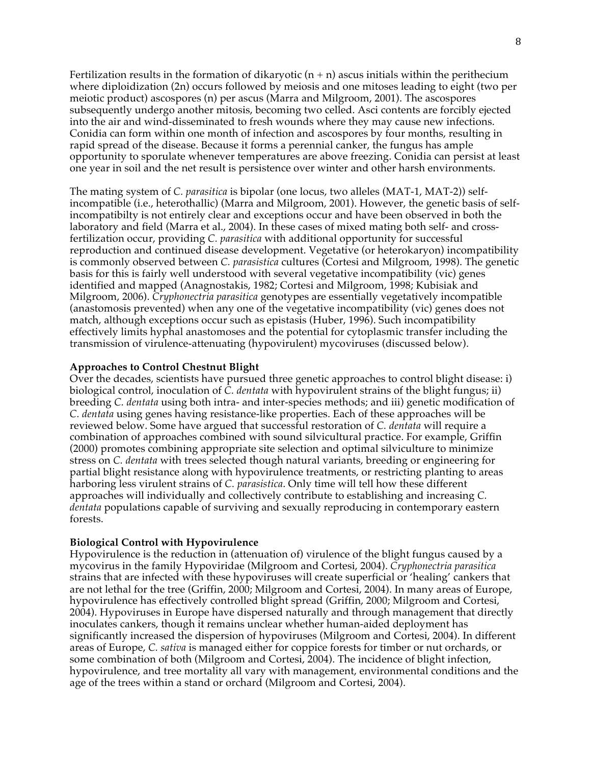Fertilization results in the formation of dikaryotic (n + n) ascus initials within the perithecium where diploidization (2n) occurs followed by meiosis and one mitoses leading to eight (two per meiotic product) ascospores (n) per ascus (Marra and Milgroom, 2001). The ascospores subsequently undergo another mitosis, becoming two celled. Asci contents are forcibly ejected into the air and wind-disseminated to fresh wounds where they may cause new infections. Conidia can form within one month of infection and ascospores by four months, resulting in rapid spread of the disease. Because it forms a perennial canker, the fungus has ample opportunity to sporulate whenever temperatures are above freezing. Conidia can persist at least one year in soil and the net result is persistence over winter and other harsh environments.

The mating system of *C. parasitica* is bipolar (one locus, two alleles (MAT-1, MAT-2)) self-incompatible (i.e., heterothallic) (Marra and Milgroom, 2001). However, the genetic basis of self-incompatibilty is not entirely clear and exceptions occur and have been observed in both the laboratory and field (Marra et al., 2004). In these cases of mixed mating both self- and cross-fertilization occur, providing *C. parasitica* with additional opportunity for successful reproduction and continued disease development. Vegetative (or heterokaryon) incompatibility is commonly observed between *C. parasistica* cultures (Cortesi and Milgroom, 1998). The genetic basis for this is fairly well understood with several vegetative incompatibility (vic) genes identified and mapped (Anagnostakis, 1982; Cortesi and Milgroom, 1998; Kubisiak and Milgroom, 2006). *Cryphonectria parasitica* genotypes are essentially vegetatively incompatible (anastomosis prevented) when any one of the vegetative incompatibility (vic) genes does not match, although exceptions occur such as epistasis (Huber, 1996). Such incompatibility effectively limits hyphal anastomoses and the potential for cytoplasmic transfer including the transmission of virulence-attenuating (hypovirulent) mycoviruses (discussed below).

**Approaches to Control Chestnut Blight**

Over the decades, scientists have pursued three genetic approaches to control blight disease: i) biological control, inoculation of *C. dentata* with hypovirulent strains of the blight fungus; ii) breeding *C. dentata* using both intra- and inter-species methods; and iii) genetic modification of *C. dentata* using genes having resistance-like properties. Each of these approaches will be reviewed below. Some have argued that successful restoration of *C. dentata* will require a combination of approaches combined with sound silvicultural practice. For example, Griffin (2000) promotes combining appropriate site selection and optimal silviculture to minimize stress on *C. dentata* with trees selected though natural variants, breeding or engineering for partial blight resistance along with hypovirulence treatments, or restricting planting to areas harboring less virulent strains of *C. parasistica*. Only time will tell how these different approaches will individually and collectively contribute to establishing and increasing *C. dentata* populations capable of surviving and sexually reproducing in contemporary eastern forests.

**Biological Control with Hypovirulence**

Hypovirulence is the reduction in (attenuation of) virulence of the blight fungus caused by a mycovirus in the family Hypoviridae (Milgroom and Cortesi, 2004). *Cryphonectria parasitica* strains that are infected with these hypoviruses will create superficial or 'healing' cankers that are not lethal for the tree (Griffin, 2000; Milgroom and Cortesi, 2004). In many areas of Europe, hypovirulence has effectively controlled blight spread (Griffin, 2000; Milgroom and Cortesi, 2004). Hypoviruses in Europe have dispersed naturally and through management that directly inoculates cankers, though it remains unclear whether human-aided deployment has significantly increased the dispersion of hypoviruses (Milgroom and Cortesi, 2004). In different areas of Europe, *C. sativa* is managed either for coppice forests for timber or nut orchards, or some combination of both (Milgroom and Cortesi, 2004). The incidence of blight infection, hypovirulence, and tree mortality all vary with management, environmental conditions and the age of the trees within a stand or orchard (Milgroom and Cortesi, 2004).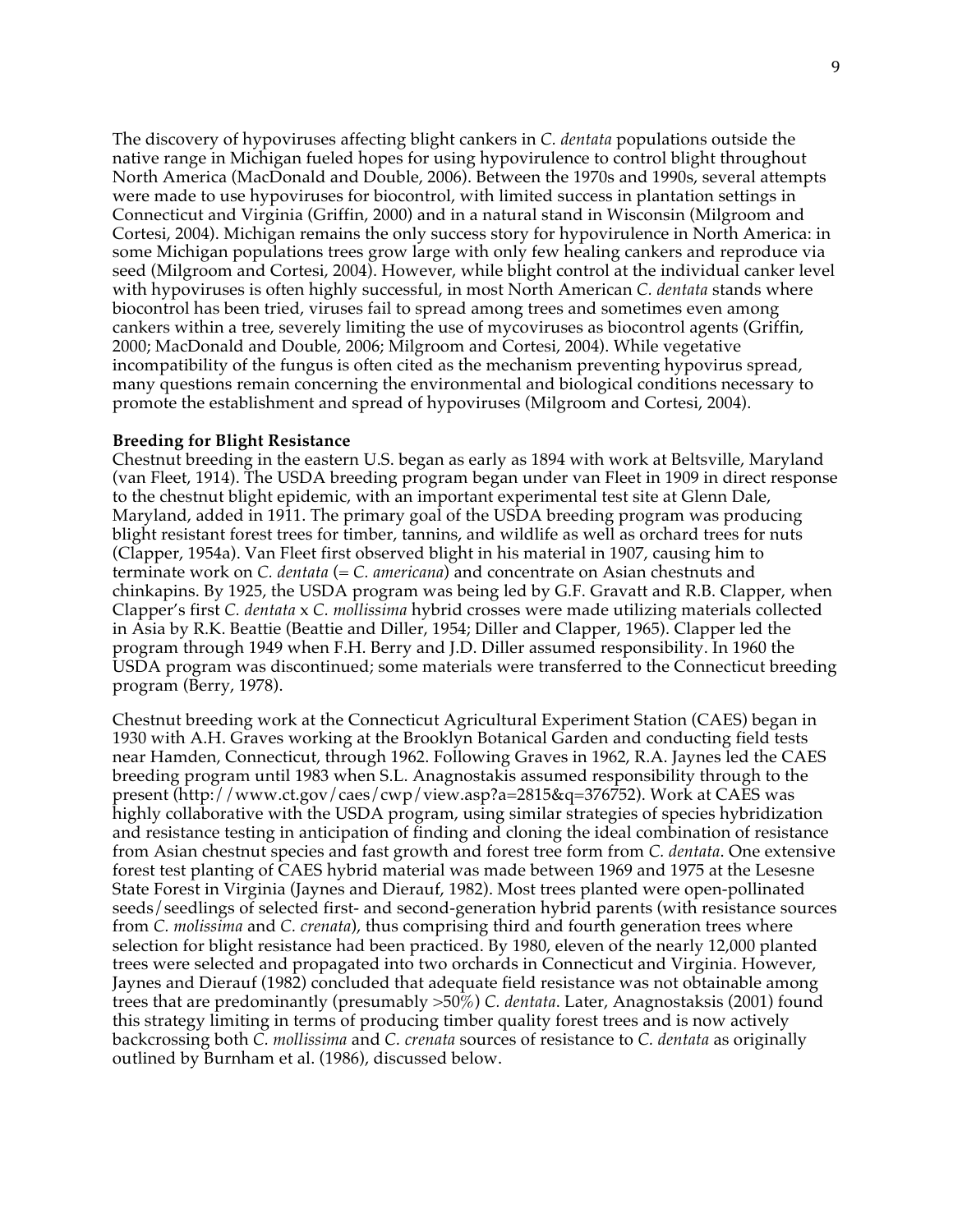The discovery of hypoviruses affecting blight cankers in *C. dentata* populations outside the native range in Michigan fueled hopes for using hypovirulence to control blight throughout North America (MacDonald and Double, 2006). Between the 1970s and 1990s, several attempts were made to use hypoviruses for biocontrol, with limited success in plantation settings in Connecticut and Virginia (Griffin, 2000) and in a natural stand in Wisconsin (Milgroom and Cortesi, 2004). Michigan remains the only success story for hypovirulence in North America: in some Michigan populations trees grow large with only few healing cankers and reproduce via seed (Milgroom and Cortesi, 2004). However, while blight control at the individual canker level with hypoviruses is often highly successful, in most North American *C. dentata* stands where biocontrol has been tried, viruses fail to spread among trees and sometimes even among cankers within a tree, severely limiting the use of mycoviruses as biocontrol agents (Griffin, 2000; MacDonald and Double, 2006; Milgroom and Cortesi, 2004). While vegetative incompatibility of the fungus is often cited as the mechanism preventing hypovirus spread, many questions remain concerning the environmental and biological conditions necessary to promote the establishment and spread of hypoviruses (Milgroom and Cortesi, 2004).

**Breeding for Blight Resistance**

Chestnut breeding in the eastern U.S. began as early as 1894 with work at Beltsville, Maryland (van Fleet, 1914). The USDA breeding program began under van Fleet in 1909 in direct response to the chestnut blight epidemic, with an important experimental test site at Glenn Dale, Maryland, added in 1911. The primary goal of the USDA breeding program was producing blight resistant forest trees for timber, tannins, and wildlife as well as orchard trees for nuts (Clapper, 1954a). Van Fleet first observed blight in his material in 1907, causing him to terminate work on *C. dentata* (= *C. americana*) and concentrate on Asian chestnuts and chinkapins. By 1925, the USDA program was being led by G.F. Gravatt and R.B. Clapper, when Clapper's first *C. dentata* x *C. mollissima* hybrid crosses were made utilizing materials collected in Asia by R.K. Beattie (Beattie and Diller, 1954; Diller and Clapper, 1965). Clapper led the program through 1949 when F.H. Berry and J.D. Diller assumed responsibility. In 1960 the USDA program was discontinued; some materials were transferred to the Connecticut breeding program (Berry, 1978).

Chestnut breeding work at the Connecticut Agricultural Experiment Station (CAES) began in 1930 with A.H. Graves working at the Brooklyn Botanical Garden and conducting field tests near Hamden, Connecticut, through 1962. Following Graves in 1962, R.A. Jaynes led the CAES breeding program until 1983 when S.L. Anagnostakis assumed responsibility through to the present (http://www.ct.gov/caes/cwp/view.asp?a=2815&q=376752). Work at CAES was highly collaborative with the USDA program, using similar strategies of species hybridization and resistance testing in anticipation of finding and cloning the ideal combination of resistance from Asian chestnut species and fast growth and forest tree form from *C. dentata*. One extensive forest test planting of CAES hybrid material was made between 1969 and 1975 at the Lesesne State Forest in Virginia (Jaynes and Dierauf, 1982). Most trees planted were open-pollinated seeds/seedlings of selected first- and second-generation hybrid parents (with resistance sources from *C. molissima* and *C. crenata*), thus comprising third and fourth generation trees where selection for blight resistance had been practiced. By 1980, eleven of the nearly 12,000 planted trees were selected and propagated into two orchards in Connecticut and Virginia. However, Jaynes and Dierauf (1982) concluded that adequate field resistance was not obtainable among trees that are predominantly (presumably >50%) *C. dentata*. Later, Anagnostaksis (2001) found this strategy limiting in terms of producing timber quality forest trees and is now actively backcrossing both *C. mollissima* and *C. crenata* sources of resistance to *C. dentata* as originally outlined by Burnham et al. (1986), discussed below.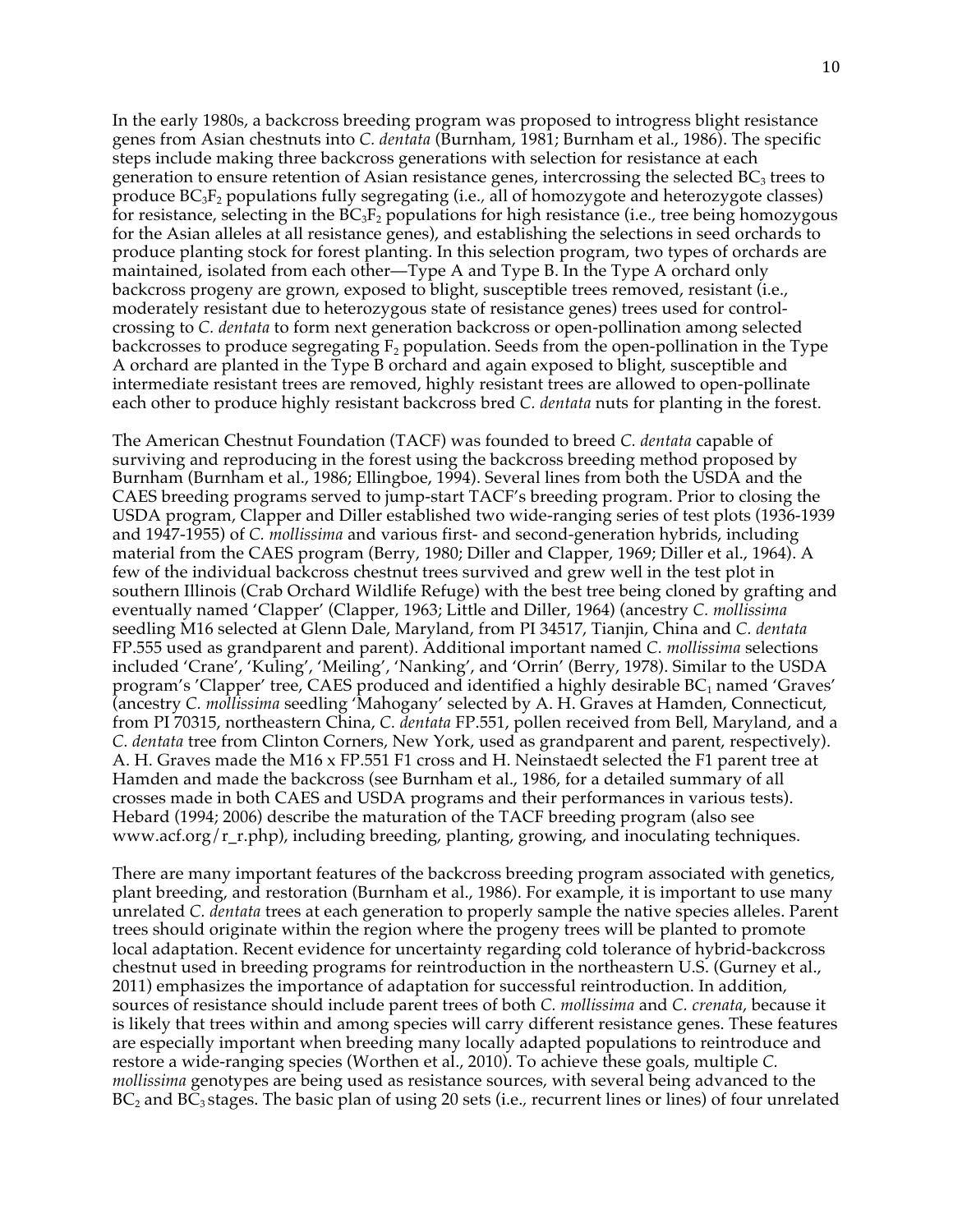In the early 1980s, a backcross breeding program was proposed to introgress blight resistance genes from Asian chestnuts into *C. dentata* (Burnham, 1981; Burnham et al., 1986). The specific steps include making three backcross generations with selection for resistance at each generation to ensure retention of Asian resistance genes, intercrossing the selected $BC_3$ trees to produce $BC_3F_2$ populations fully segregating (i.e., all of homozygote and heterozygote classes) for resistance, selecting in the $BC_3F_2$ populations for high resistance (i.e., tree being homozygous for the Asian alleles at all resistance genes), and establishing the selections in seed orchards to produce planting stock for forest planting. In this selection program, two types of orchards are maintained, isolated from each other—Type A and Type B. In the Type A orchard only backcross progeny are grown, exposed to blight, susceptible trees removed, resistant (i.e., moderately resistant due to heterozygous state of resistance genes) trees used for control-crossing to *C. dentata* to form next generation backcross or open-pollination among selected backcrosses to produce segregating $F_2$ population. Seeds from the open-pollination in the Type A orchard are planted in the Type B orchard and again exposed to blight, susceptible and intermediate resistant trees are removed, highly resistant trees are allowed to open-pollinate each other to produce highly resistant backcross bred *C. dentata* nuts for planting in the forest.

The American Chestnut Foundation (TACF) was founded to breed *C. dentata* capable of surviving and reproducing in the forest using the backcross breeding method proposed by Burnham (Burnham et al., 1986; Ellingboe, 1994). Several lines from both the USDA and the CAES breeding programs served to jump-start TACF's breeding program. Prior to closing the USDA program, Clapper and Diller established two wide-ranging series of test plots (1936-1939 and 1947-1955) of *C. mollissima* and various first- and second-generation hybrids, including material from the CAES program (Berry, 1980; Diller and Clapper, 1969; Diller et al., 1964). A few of the individual backcross chestnut trees survived and grew well in the test plot in southern Illinois (Crab Orchard Wildlife Refuge) with the best tree being cloned by grafting and eventually named 'Clapper' (Clapper, 1963; Little and Diller, 1964) (ancestry *C. mollissima* seedling M16 selected at Glenn Dale, Maryland, from PI 34517, Tianjin, China and *C. dentata* FP.555 used as grandparent and parent). Additional important named *C. mollissima* selections included 'Crane', 'Kuling', 'Meiling', 'Nanking', and 'Orrin' (Berry, 1978). Similar to the USDA program's 'Clapper' tree, CAES produced and identified a highly desirable $BC_1$ named 'Graves' (ancestry *C. mollissima* seedling 'Mahogany' selected by A. H. Graves at Hamden, Connecticut, from PI 70315, northeastern China, *C. dentata* FP.551, pollen received from Bell, Maryland, and a *C. dentata* tree from Clinton Corners, New York, used as grandparent and parent, respectively). A. H. Graves made the M16 x FP.551 F1 cross and H. Neinstaedt selected the F1 parent tree at Hamden and made the backcross (see Burnham et al., 1986, for a detailed summary of all crosses made in both CAES and USDA programs and their performances in various tests). Hebard (1994; 2006) describe the maturation of the TACF breeding program (also see www.acf.org/r_r.php), including breeding, planting, growing, and inoculating techniques.

There are many important features of the backcross breeding program associated with genetics, plant breeding, and restoration (Burnham et al., 1986). For example, it is important to use many unrelated *C. dentata* trees at each generation to properly sample the native species alleles. Parent trees should originate within the region where the progeny trees will be planted to promote local adaptation. Recent evidence for uncertainty regarding cold tolerance of hybrid-backcross chestnut used in breeding programs for reintroduction in the northeastern U.S. (Gurney et al., 2011) emphasizes the importance of adaptation for successful reintroduction. In addition, sources of resistance should include parent trees of both *C. mollissima* and *C. crenata*, because it is likely that trees within and among species will carry different resistance genes. These features are especially important when breeding many locally adapted populations to reintroduce and restore a wide-ranging species (Worthen et al., 2010). To achieve these goals, multiple *C. mollissima* genotypes are being used as resistance sources, with several being advanced to the $BC_2$ and $BC_3$ stages. The basic plan of using 20 sets (i.e., recurrent lines or lines) of four unrelated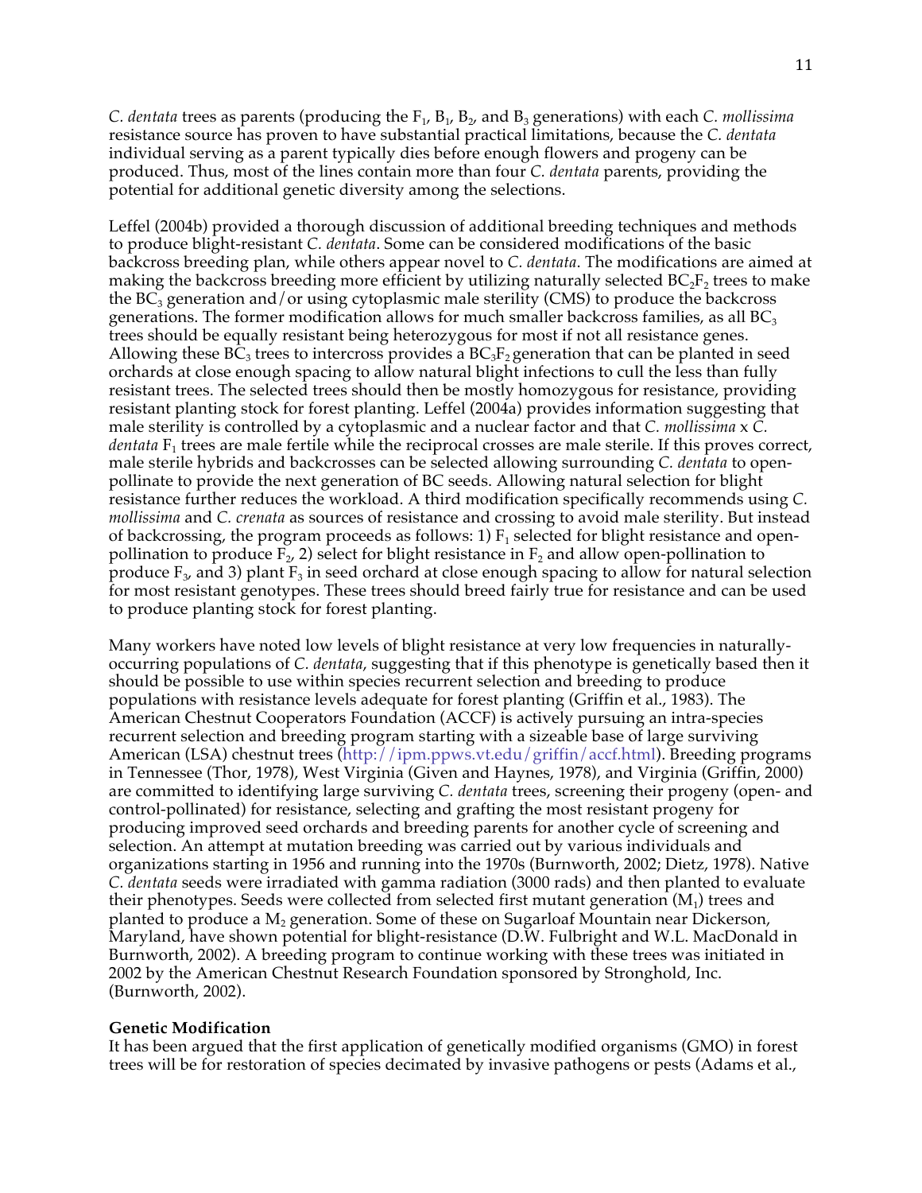*C. dentata* trees as parents (producing the $F_1$, $B_1$, $B_2$, and $B_3$ generations) with each *C. mollissima* resistance source has proven to have substantial practical limitations, because the *C. dentata* individual serving as a parent typically dies before enough flowers and progeny can be produced. Thus, most of the lines contain more than four *C. dentata* parents, providing the potential for additional genetic diversity among the selections.

Leffel (2004b) provided a thorough discussion of additional breeding techniques and methods to produce blight-resistant *C. dentata*. Some can be considered modifications of the basic backcross breeding plan, while others appear novel to *C. dentata*. The modifications are aimed at making the backcross breeding more efficient by utilizing naturally selected $BC_2F_2$ trees to make the $BC_3$ generation and/or using cytoplasmic male sterility (CMS) to produce the backcross generations. The former modification allows for much smaller backcross families, as all $BC_3$ trees should be equally resistant being heterozygous for most if not all resistance genes. Allowing these $BC_3$ trees to intercross provides a $BC_3F_2$ generation that can be planted in seed orchards at close enough spacing to allow natural blight infections to cull the less than fully resistant trees. The selected trees should then be mostly homozygous for resistance, providing resistant planting stock for forest planting. Leffel (2004a) provides information suggesting that male sterility is controlled by a cytoplasmic and a nuclear factor and that *C. mollissima* x *C. dentata* $F_1$ trees are male fertile while the reciprocal crosses are male sterile. If this proves correct, male sterile hybrids and backcrosses can be selected allowing surrounding *C. dentata* to open-pollinate to provide the next generation of BC seeds. Allowing natural selection for blight resistance further reduces the workload. A third modification specifically recommends using *C. mollissima* and *C. crenata* as sources of resistance and crossing to avoid male sterility. But instead of backcrossing, the program proceeds as follows: 1) $F_1$ selected for blight resistance and open-pollination to produce $F_2$, 2) select for blight resistance in $F_2$ and allow open-pollination to produce $F_3$, and 3) plant $F_3$ in seed orchard at close enough spacing to allow for natural selection for most resistant genotypes. These trees should breed fairly true for resistance and can be used to produce planting stock for forest planting.

Many workers have noted low levels of blight resistance at very low frequencies in naturally-occurring populations of *C. dentata*, suggesting that if this phenotype is genetically based then it should be possible to use within species recurrent selection and breeding to produce populations with resistance levels adequate for forest planting (Griffin et al., 1983). The American Chestnut Cooperators Foundation (ACCF) is actively pursuing an intra-species recurrent selection and breeding program starting with a sizeable base of large surviving American (LSA) chestnut trees (http://ipm.ppws.vt.edu/griffin/accf.html). Breeding programs in Tennessee (Thor, 1978), West Virginia (Given and Haynes, 1978), and Virginia (Griffin, 2000) are committed to identifying large surviving *C. dentata* trees, screening their progeny (open- and control-pollinated) for resistance, selecting and grafting the most resistant progeny for producing improved seed orchards and breeding parents for another cycle of screening and selection. An attempt at mutation breeding was carried out by various individuals and organizations starting in 1956 and running into the 1970s (Burnworth, 2002; Dietz, 1978). Native *C. dentata* seeds were irradiated with gamma radiation (3000 rads) and then planted to evaluate their phenotypes. Seeds were collected from selected first mutant generation ($M_1$) trees and planted to produce a $M_2$ generation. Some of these on Sugarloaf Mountain near Dickerson, Maryland, have shown potential for blight-resistance (D.W. Fulbright and W.L. MacDonald in Burnworth, 2002). A breeding program to continue working with these trees was initiated in 2002 by the American Chestnut Research Foundation sponsored by Stronghold, Inc. (Burnworth, 2002).

**Genetic Modification**

It has been argued that the first application of genetically modified organisms (GMO) in forest trees will be for restoration of species decimated by invasive pathogens or pests (Adams et al.,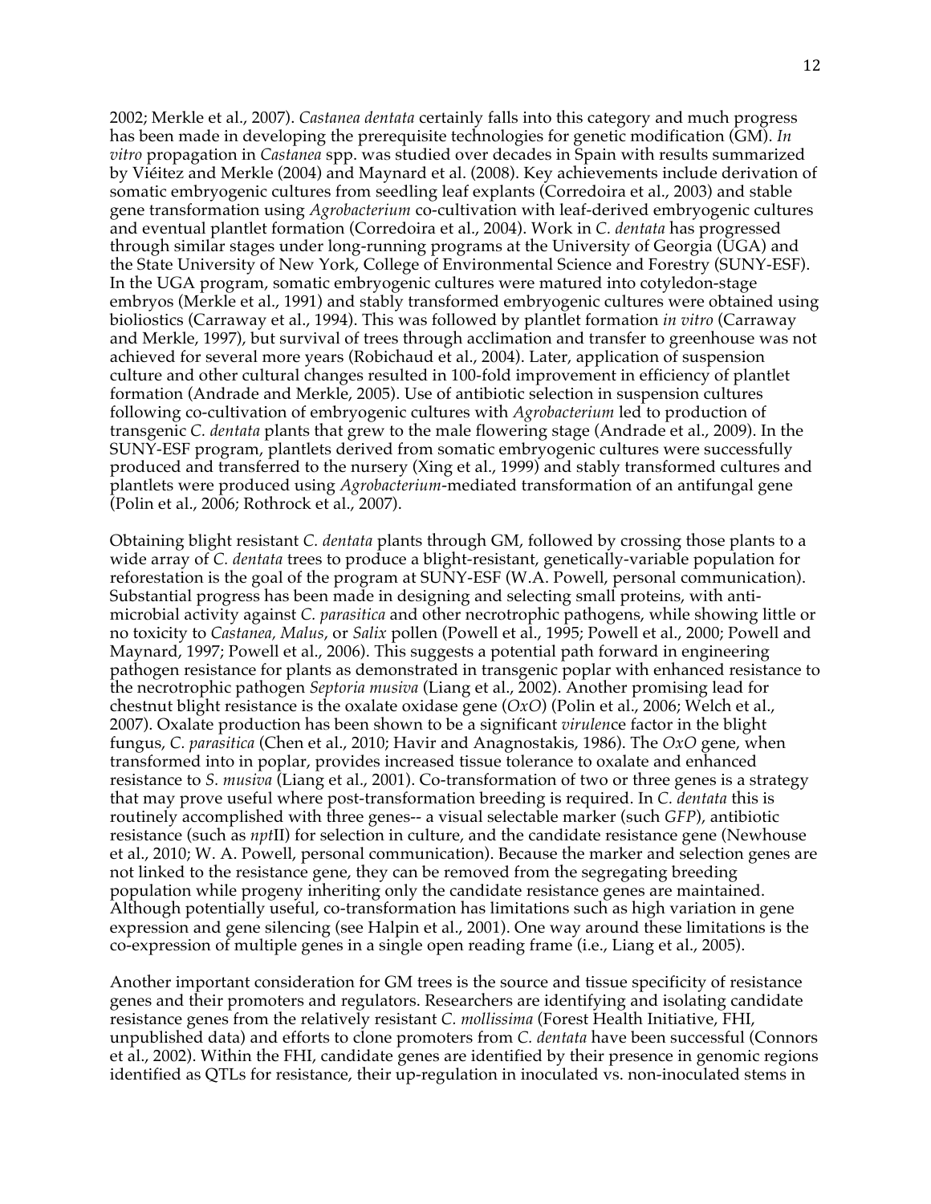2002; Merkle et al., 2007). *Castanea dentata* certainly falls into this category and much progress has been made in developing the prerequisite technologies for genetic modification (GM). *In vitro* propagation in *Castanea* spp. was studied over decades in Spain with results summarized by Viéitez and Merkle (2004) and Maynard et al. (2008). Key achievements include derivation of somatic embryogenic cultures from seedling leaf explants (Corredoira et al., 2003) and stable gene transformation using *Agrobacterium* co-cultivation with leaf-derived embryogenic cultures and eventual plantlet formation (Corredoira et al., 2004). Work in *C. dentata* has progressed through similar stages under long-running programs at the University of Georgia (UGA) and the State University of New York, College of Environmental Science and Forestry (SUNY-ESF). In the UGA program, somatic embryogenic cultures were matured into cotyledon-stage embryos (Merkle et al., 1991) and stably transformed embryogenic cultures were obtained using biolistics (Carraway et al., 1994). This was followed by plantlet formation *in vitro* (Carraway and Merkle, 1997), but survival of trees through acclimation and transfer to greenhouse was not achieved for several more years (Robichaud et al., 2004). Later, application of suspension culture and other cultural changes resulted in 100-fold improvement in efficiency of plantlet formation (Andrade and Merkle, 2005). Use of antibiotic selection in suspension cultures following co-cultivation of embryogenic cultures with *Agrobacterium* led to production of transgenic *C. dentata* plants that grew to the male flowering stage (Andrade et al., 2009). In the SUNY-ESF program, plantlets derived from somatic embryogenic cultures were successfully produced and transferred to the nursery (Xing et al., 1999) and stably transformed cultures and plantlets were produced using *Agrobacterium*-mediated transformation of an antifungal gene (Polin et al., 2006; Rothrock et al., 2007).

Obtaining blight resistant *C. dentata* plants through GM, followed by crossing those plants to a wide array of *C. dentata* trees to produce a blight-resistant, genetically-variable population for reforestation is the goal of the program at SUNY-ESF (W.A. Powell, personal communication). Substantial progress has been made in designing and selecting small proteins, with anti-microbial activity against *C. parasitica* and other necrotrophic pathogens, while showing little or no toxicity to *Castanea, Malus*, or *Salix* pollen (Powell et al., 1995; Powell et al., 2000; Powell and Maynard, 1997; Powell et al., 2006). This suggests a potential path forward in engineering pathogen resistance for plants as demonstrated in transgenic poplar with enhanced resistance to the necrotrophic pathogen *Septoria musiva* (Liang et al., 2002). Another promising lead for chestnut blight resistance is the oxalate oxidase gene (*OxO*) (Polin et al., 2006; Welch et al., 2007). Oxalate production has been shown to be a significant *virulen*ce factor in the blight fungus, *C. parasitica* (Chen et al., 2010; Havir and Anagnostakis, 1986). The *OxO* gene, when transformed into in poplar, provides increased tissue tolerance to oxalate and enhanced resistance to *S. musiva* (Liang et al., 2001). Co-transformation of two or three genes is a strategy that may prove useful where post-transformation breeding is required. In *C. dentata* this is routinely accomplished with three genes-- a visual selectable marker (such *GFP*), antibiotic resistance (such as *npt*II) for selection in culture, and the candidate resistance gene (Newhouse et al., 2010; W. A. Powell, personal communication). Because the marker and selection genes are not linked to the resistance gene, they can be removed from the segregating breeding population while progeny inheriting only the candidate resistance genes are maintained. Although potentially useful, co-transformation has limitations such as high variation in gene expression and gene silencing (see Halpin et al., 2001). One way around these limitations is the co-expression of multiple genes in a single open reading frame (i.e., Liang et al., 2005).

Another important consideration for GM trees is the source and tissue specificity of resistance genes and their promoters and regulators. Researchers are identifying and isolating candidate resistance genes from the relatively resistant *C. mollissima* (Forest Health Initiative, FHI, unpublished data) and efforts to clone promoters from *C. dentata* have been successful (Connors et al., 2002). Within the FHI, candidate genes are identified by their presence in genomic regions identified as QTLs for resistance, their up-regulation in inoculated vs. non-inoculated stems in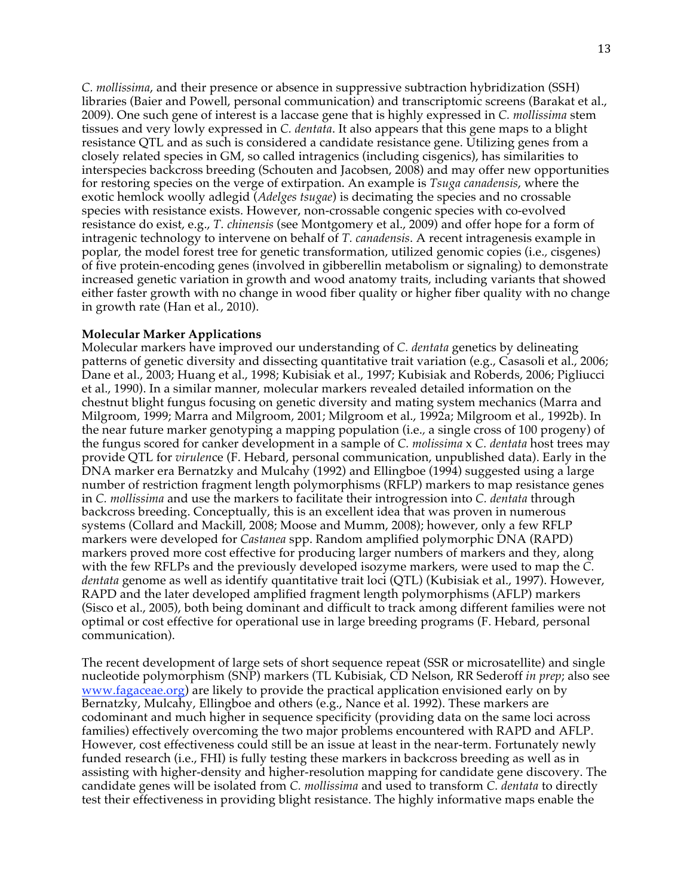*C. mollissima*, and their presence or absence in suppressive subtraction hybridization (SSH) libraries (Baier and Powell, personal communication) and transcriptomic screens (Barakat et al., 2009). One such gene of interest is a laccase gene that is highly expressed in *C. mollissima* stem tissues and very lowly expressed in *C. dentata*. It also appears that this gene maps to a blight resistance QTL and as such is considered a candidate resistance gene. Utilizing genes from a closely related species in GM, so called intragenics (including cisgenics), has similarities to interspecies backcross breeding (Schouten and Jacobsen, 2008) and may offer new opportunities for restoring species on the verge of extirpation. An example is *Tsuga canadensis*, where the exotic hemlock woolly adlegid (*Adelges tsugae*) is decimating the species and no crossable species with resistance exists. However, non-crossable congenic species with co-evolved resistance do exist, e.g., *T. chinensis* (see Montgomery et al., 2009) and offer hope for a form of intragenic technology to intervene on behalf of *T. canadensis*. A recent intragenesis example in poplar, the model forest tree for genetic transformation, utilized genomic copies (i.e., cisgenes) of five protein-encoding genes (involved in gibberellin metabolism or signaling) to demonstrate increased genetic variation in growth and wood anatomy traits, including variants that showed either faster growth with no change in wood fiber quality or higher fiber quality with no change in growth rate (Han et al., 2010).

**Molecular Marker Applications**

Molecular markers have improved our understanding of *C. dentata* genetics by delineating patterns of genetic diversity and dissecting quantitative trait variation (e.g., Casasoli et al., 2006; Dane et al., 2003; Huang et al., 1998; Kubisiak et al., 1997; Kubisiak and Roberds, 2006; Pigliucci et al., 1990). In a similar manner, molecular markers revealed detailed information on the chestnut blight fungus focusing on genetic diversity and mating system mechanics (Marra and Milgroom, 1999; Marra and Milgroom, 2001; Milgroom et al., 1992a; Milgroom et al., 1992b). In the near future marker genotyping a mapping population (i.e., a single cross of 100 progeny) of the fungus scored for canker development in a sample of *C. molissima* x *C. dentata* host trees may provide QTL for *virulen*ce (F. Hebard, personal communication, unpublished data). Early in the DNA marker era Bernatzky and Mulcahy (1992) and Ellingboe (1994) suggested using a large number of restriction fragment length polymorphisms (RFLP) markers to map resistance genes in *C. mollissima* and use the markers to facilitate their introgression into *C. dentata* through backcross breeding. Conceptually, this is an excellent idea that was proven in numerous systems (Collard and Mackill, 2008; Moose and Mumm, 2008); however, only a few RFLP markers were developed for *Castanea* spp. Random amplified polymorphic DNA (RAPD) markers proved more cost effective for producing larger numbers of markers and they, along with the few RFLPs and the previously developed isozyme markers, were used to map the *C. dentata* genome as well as identify quantitative trait loci (QTL) (Kubisiak et al., 1997). However, RAPD and the later developed amplified fragment length polymorphisms (AFLP) markers (Sisco et al., 2005), both being dominant and difficult to track among different families were not optimal or cost effective for operational use in large breeding programs (F. Hebard, personal communication).

The recent development of large sets of short sequence repeat (SSR or microsatellite) and single nucleotide polymorphism (SNP) markers (TL Kubisiak, CD Nelson, RR Sederoff *in prep*; also see www.fagaceae.org) are likely to provide the practical application envisioned early on by Bernatzky, Mulcahy, Ellingboe and others (e.g., Nance et al. 1992). These markers are codominant and much higher in sequence specificity (providing data on the same loci across families) effectively overcoming the two major problems encountered with RAPD and AFLP. However, cost effectiveness could still be an issue at least in the near-term. Fortunately newly funded research (i.e., FHI) is fully testing these markers in backcross breeding as well as in assisting with higher-density and higher-resolution mapping for candidate gene discovery. The candidate genes will be isolated from *C. mollissima* and used to transform *C. dentata* to directly test their effectiveness in providing blight resistance. The highly informative maps enable the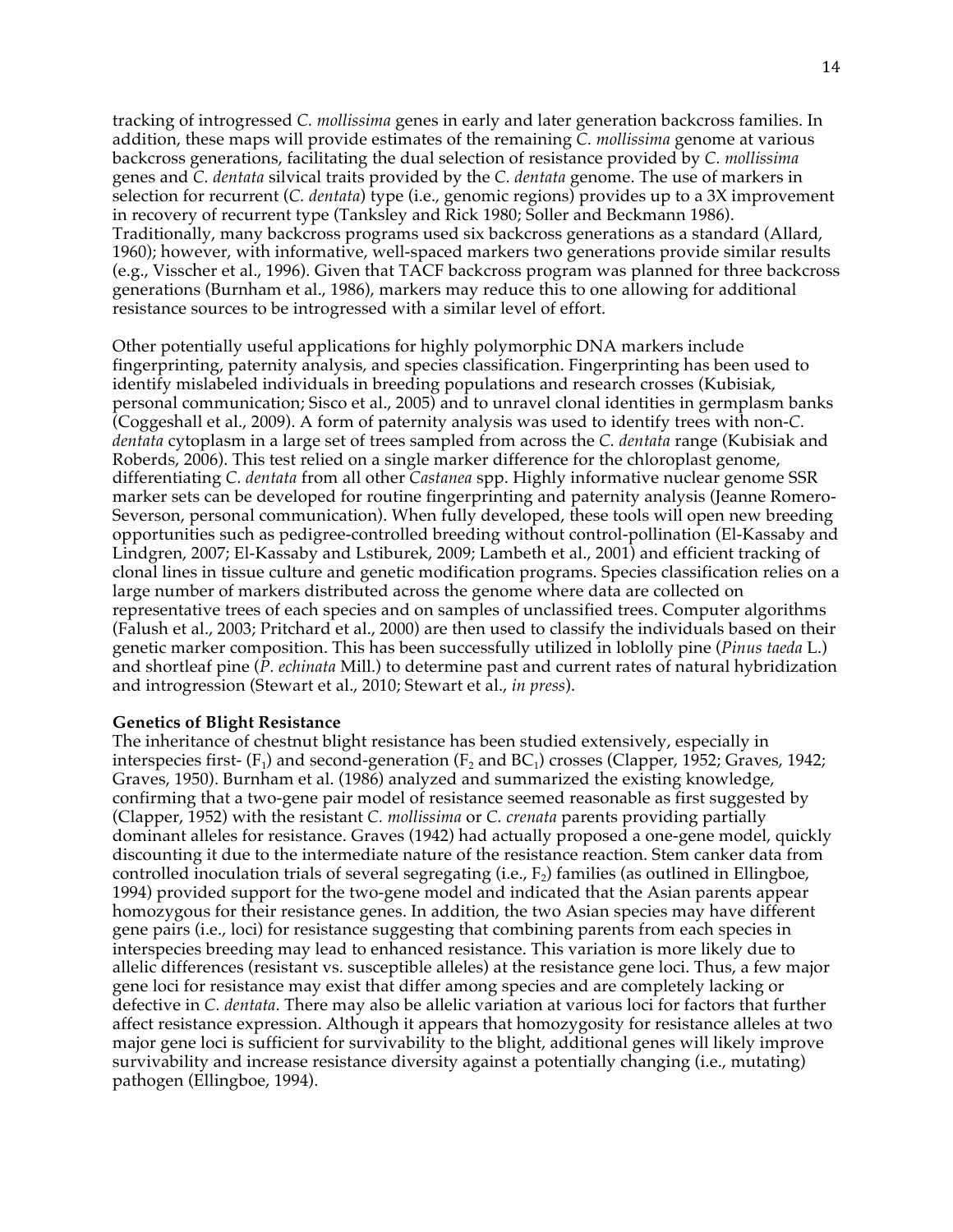tracking of introgressed *C. mollissima* genes in early and later generation backcross families. In addition, these maps will provide estimates of the remaining *C. mollissima* genome at various backcross generations, facilitating the dual selection of resistance provided by *C. mollissima* genes and *C. dentata* silvical traits provided by the *C. dentata* genome. The use of markers in selection for recurrent (*C. dentata*) type (i.e., genomic regions) provides up to a 3X improvement in recovery of recurrent type (Tanksley and Rick 1980; Soller and Beckmann 1986). Traditionally, many backcross programs used six backcross generations as a standard (Allard, 1960); however, with informative, well-spaced markers two generations provide similar results (e.g., Visscher et al., 1996). Given that TACF backcross program was planned for three backcross generations (Burnham et al., 1986), markers may reduce this to one allowing for additional resistance sources to be introgressed with a similar level of effort.

Other potentially useful applications for highly polymorphic DNA markers include fingerprinting, paternity analysis, and species classification. Fingerprinting has been used to identify mislabeled individuals in breeding populations and research crosses (Kubisiak, personal communication; Sisco et al., 2005) and to unravel clonal identities in germplasm banks (Coggeshall et al., 2009). A form of paternity analysis was used to identify trees with non-*C. dentata* cytoplasm in a large set of trees sampled from across the *C. dentata* range (Kubisiak and Roberds, 2006). This test relied on a single marker difference for the chloroplast genome, differentiating *C. dentata* from all other *Castanea* spp. Highly informative nuclear genome SSR marker sets can be developed for routine fingerprinting and paternity analysis (Jeanne Romero-Severson, personal communication). When fully developed, these tools will open new breeding opportunities such as pedigree-controlled breeding without control-pollination (El-Kassaby and Lindgren, 2007; El-Kassaby and Lstiburek, 2009; Lambeth et al., 2001) and efficient tracking of clonal lines in tissue culture and genetic modification programs. Species classification relies on a large number of markers distributed across the genome where data are collected on representative trees of each species and on samples of unclassified trees. Computer algorithms (Falush et al., 2003; Pritchard et al., 2000) are then used to classify the individuals based on their genetic marker composition. This has been successfully utilized in loblolly pine (*Pinus taeda* L.) and shortleaf pine (*P. echinata* Mill.) to determine past and current rates of natural hybridization and introgression (Stewart et al., 2010; Stewart et al., *in press*).

**Genetics of Blight Resistance**

The inheritance of chestnut blight resistance has been studied extensively, especially in interspecies first- ($F_1$) and second-generation ($F_2$ and $BC_1$) crosses (Clapper, 1952; Graves, 1942; Graves, 1950). Burnham et al. (1986) analyzed and summarized the existing knowledge, confirming that a two-gene pair model of resistance seemed reasonable as first suggested by (Clapper, 1952) with the resistant *C. mollissima* or *C. crenata* parents providing partially dominant alleles for resistance. Graves (1942) had actually proposed a one-gene model, quickly discounting it due to the intermediate nature of the resistance reaction. Stem canker data from controlled inoculation trials of several segregating (i.e., $F_2$) families (as outlined in Ellingboe, 1994) provided support for the two-gene model and indicated that the Asian parents appear homozygous for their resistance genes. In addition, the two Asian species may have different gene pairs (i.e., loci) for resistance suggesting that combining parents from each species in interspecies breeding may lead to enhanced resistance. This variation is more likely due to allelic differences (resistant vs. susceptible alleles) at the resistance gene loci. Thus, a few major gene loci for resistance may exist that differ among species and are completely lacking or defective in *C. dentata*. There may also be allelic variation at various loci for factors that further affect resistance expression. Although it appears that homozygosity for resistance alleles at two major gene loci is sufficient for survivability to the blight, additional genes will likely improve survivability and increase resistance diversity against a potentially changing (i.e., mutating) pathogen (Ellingboe, 1994).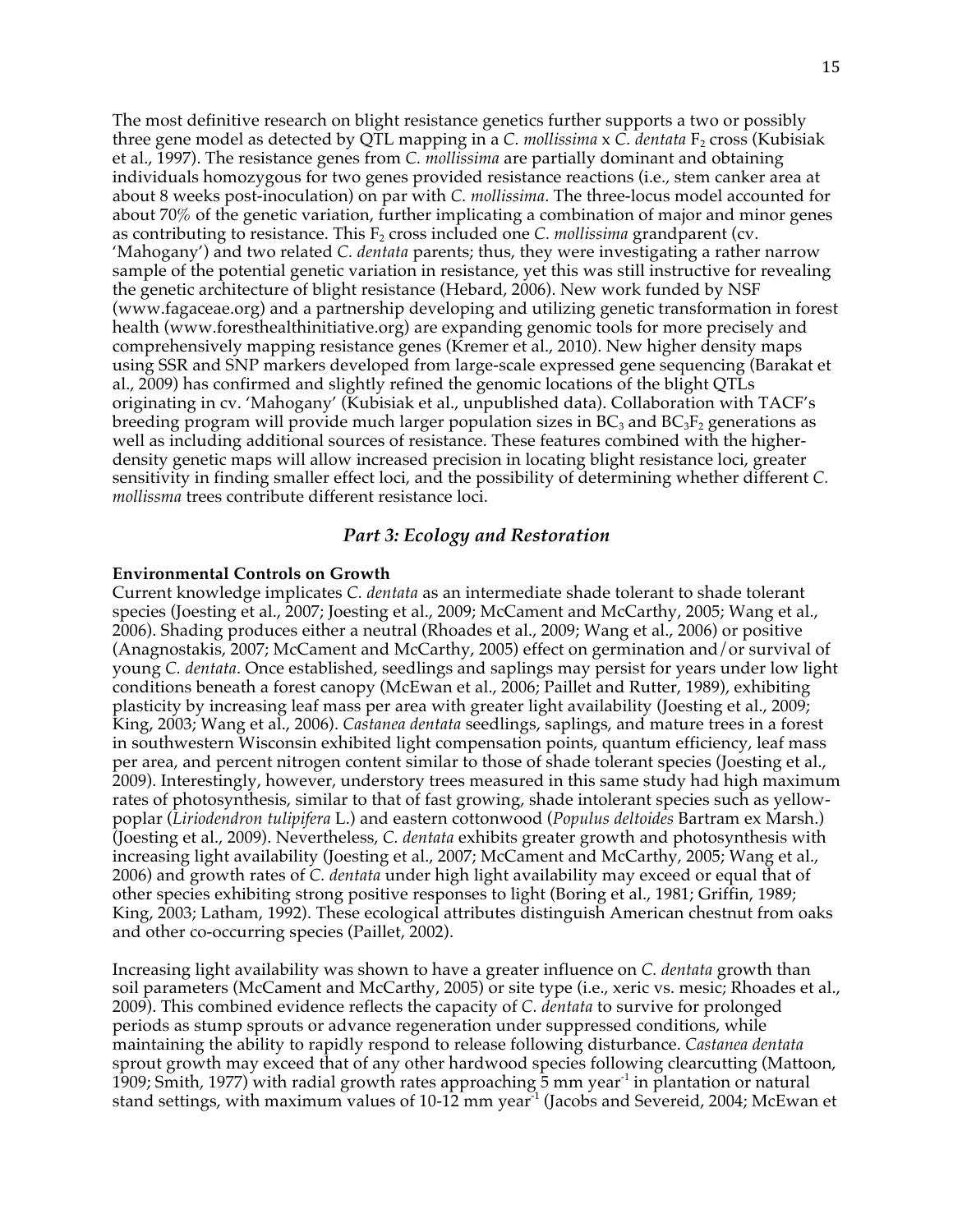The most definitive research on blight resistance genetics further supports a two or possibly three gene model as detected by QTL mapping in a *C. mollissima* x *C. dentata* $F_2$ cross (Kubisiak et al., 1997). The resistance genes from *C. mollissima* are partially dominant and obtaining individuals homozygous for two genes provided resistance reactions (i.e., stem canker area at about 8 weeks post-inoculation) on par with *C. mollissima*. The three-locus model accounted for about 70% of the genetic variation, further implicating a combination of major and minor genes as contributing to resistance. This $F_2$ cross included one *C. mollissima* grandparent (cv. 'Mahogany') and two related *C. dentata* parents; thus, they were investigating a rather narrow sample of the potential genetic variation in resistance, yet this was still instructive for revealing the genetic architecture of blight resistance (Hebard, 2006). New work funded by NSF (www.fagaceae.org) and a partnership developing and utilizing genetic transformation in forest health (www.foresthealthinitiative.org) are expanding genomic tools for more precisely and comprehensively mapping resistance genes (Kremer et al., 2010). New higher density maps using SSR and SNP markers developed from large-scale expressed gene sequencing (Barakat et al., 2009) has confirmed and slightly refined the genomic locations of the blight QTLs originating in cv. 'Mahogany' (Kubisiak et al., unpublished data). Collaboration with TACF's breeding program will provide much larger population sizes in $BC_3$ and $BC_3F_2$ generations as well as including additional sources of resistance. These features combined with the higher-density genetic maps will allow increased precision in locating blight resistance loci, greater sensitivity in finding smaller effect loci, and the possibility of determining whether different *C. mollissma* trees contribute different resistance loci.

## *Part 3: Ecology and Restoration*

**Environmental Controls on Growth**

Current knowledge implicates *C. dentata* as an intermediate shade tolerant to shade tolerant species (Joesting et al., 2007; Joesting et al., 2009; McCament and McCarthy, 2005; Wang et al., 2006). Shading produces either a neutral (Rhoades et al., 2009; Wang et al., 2006) or positive (Anagnostakis, 2007; McCament and McCarthy, 2005) effect on germination and/or survival of young *C. dentata*. Once established, seedlings and saplings may persist for years under low light conditions beneath a forest canopy (McEwan et al., 2006; Paillet and Rutter, 1989), exhibiting plasticity by increasing leaf mass per area with greater light availability (Joesting et al., 2009; King, 2003; Wang et al., 2006). *Castanea dentata* seedlings, saplings, and mature trees in a forest in southwestern Wisconsin exhibited light compensation points, quantum efficiency, leaf mass per area, and percent nitrogen content similar to those of shade tolerant species (Joesting et al., 2009). Interestingly, however, understory trees measured in this same study had high maximum rates of photosynthesis, similar to that of fast growing, shade intolerant species such as yellow-poplar (*Liriodendron tulipifera* L.) and eastern cottonwood (*Populus deltoides* Bartram ex Marsh.) (Joesting et al., 2009). Nevertheless, *C. dentata* exhibits greater growth and photosynthesis with increasing light availability (Joesting et al., 2007; McCament and McCarthy, 2005; Wang et al., 2006) and growth rates of *C. dentata* under high light availability may exceed or equal that of other species exhibiting strong positive responses to light (Boring et al., 1981; Griffin, 1989; King, 2003; Latham, 1992). These ecological attributes distinguish American chestnut from oaks and other co-occurring species (Paillet, 2002).

Increasing light availability was shown to have a greater influence on *C. dentata* growth than soil parameters (McCament and McCarthy, 2005) or site type (i.e., xeric vs. mesic; Rhoades et al., 2009). This combined evidence reflects the capacity of *C. dentata* to survive for prolonged periods as stump sprouts or advance regeneration under suppressed conditions, while maintaining the ability to rapidly respond to release following disturbance. *Castanea dentata* sprout growth may exceed that of any other hardwood species following clearcutting (Mattoon, 1909; Smith, 1977) with radial growth rates approaching 5 mm $year^{-1}$ in plantation or natural stand settings, with maximum values of 10-12 mm $year^{-1}$ (Jacobs and Severeid, 2004; McEwan et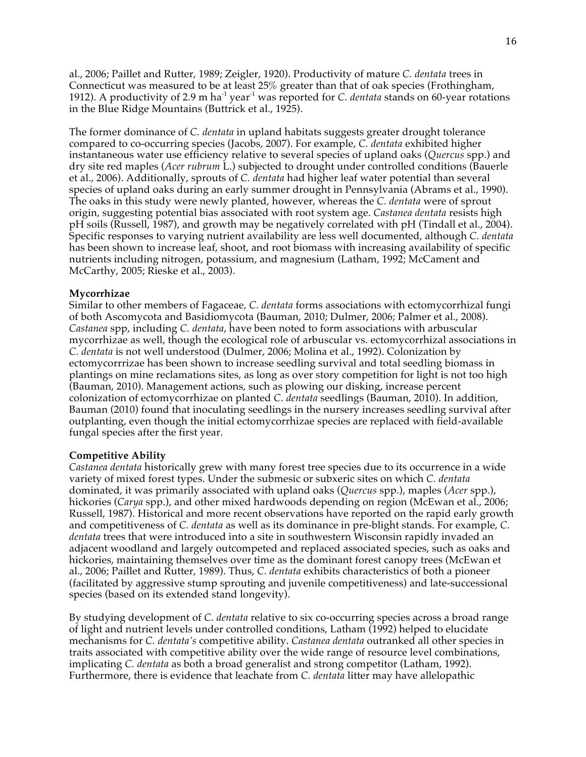al., 2006; Paillet and Rutter, 1989; Zeigler, 1920). Productivity of mature *C. dentata* trees in Connecticut was measured to be at least 25% greater than that of oak species (Frothingham, 1912). A productivity of 2.9 m $ha^{-1}$ $year^{-1}$ was reported for *C. dentata* stands on 60-year rotations in the Blue Ridge Mountains (Buttrick et al., 1925).

The former dominance of *C. dentata* in upland habitats suggests greater drought tolerance compared to co-occurring species (Jacobs, 2007). For example, *C. dentata* exhibited higher instantaneous water use efficiency relative to several species of upland oaks (*Quercus* spp.) and dry site red maples (*Acer rubrum* L.) subjected to drought under controlled conditions (Bauerle et al., 2006). Additionally, sprouts of *C. dentata* had higher leaf water potential than several species of upland oaks during an early summer drought in Pennsylvania (Abrams et al., 1990). The oaks in this study were newly planted, however, whereas the *C. dentata* were of sprout origin, suggesting potential bias associated with root system age. *Castanea dentata* resists high pH soils (Russell, 1987), and growth may be negatively correlated with pH (Tindall et al., 2004). Specific responses to varying nutrient availability are less well documented, although *C. dentata* has been shown to increase leaf, shoot, and root biomass with increasing availability of specific nutrients including nitrogen, potassium, and magnesium (Latham, 1992; McCament and McCarthy, 2005; Rieske et al., 2003).

**Mycorrhizae**

Similar to other members of Fagaceae, *C. dentata* forms associations with ectomycorrhizal fungi of both Ascomycota and Basidiomycota (Bauman, 2010; Dulmer, 2006; Palmer et al., 2008). *Castanea* spp, including *C. dentata*, have been noted to form associations with arbuscular mycorrhizae as well, though the ecological role of arbuscular vs. ectomycorrhizal associations in *C. dentata* is not well understood (Dulmer, 2006; Molina et al., 1992). Colonization by ectomycorrrizae has been shown to increase seedling survival and total seedling biomass in plantings on mine reclamations sites, as long as over story competition for light is not too high (Bauman, 2010). Management actions, such as plowing our disking, increase percent colonization of ectomycorrhizae on planted *C. dentata* seedlings (Bauman, 2010). In addition, Bauman (2010) found that inoculating seedlings in the nursery increases seedling survival after outplanting, even though the initial ectomycorrhizae species are replaced with field-available fungal species after the first year.

**Competitive Ability**

*Castanea dentata* historically grew with many forest tree species due to its occurrence in a wide variety of mixed forest types. Under the submesic or subxeric sites on which *C. dentata* dominated, it was primarily associated with upland oaks (*Quercus* spp.), maples (*Acer* spp.), hickories (*Carya* spp.), and other mixed hardwoods depending on region (McEwan et al., 2006; Russell, 1987). Historical and more recent observations have reported on the rapid early growth and competitiveness of *C. dentata* as well as its dominance in pre-blight stands. For example, *C. dentata* trees that were introduced into a site in southwestern Wisconsin rapidly invaded an adjacent woodland and largely outcompeted and replaced associated species, such as oaks and hickories, maintaining themselves over time as the dominant forest canopy trees (McEwan et al., 2006; Paillet and Rutter, 1989). Thus, *C. dentata* exhibits characteristics of both a pioneer (facilitated by aggressive stump sprouting and juvenile competitiveness) and late-successional species (based on its extended stand longevity).

By studying development of *C. dentata* relative to six co-occurring species across a broad range of light and nutrient levels under controlled conditions, Latham (1992) helped to elucidate mechanisms for *C. dentata's* competitive ability. *Castanea dentata* outranked all other species in traits associated with competitive ability over the wide range of resource level combinations, implicating *C. dentata* as both a broad generalist and strong competitor (Latham, 1992). Furthermore, there is evidence that leachate from *C. dentata* litter may have allelopathic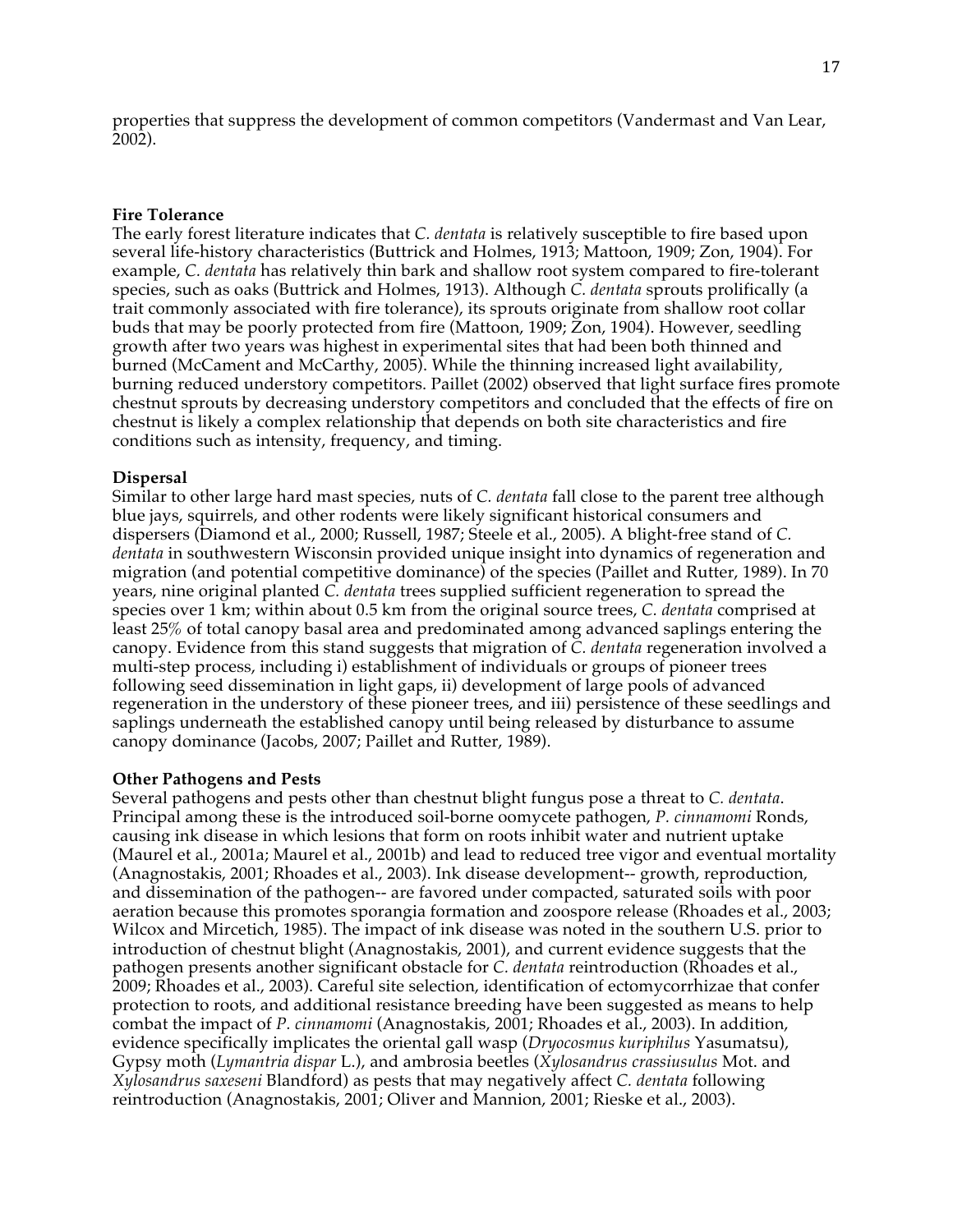properties that suppress the development of common competitors (Vandermast and Van Lear, 2002).

**Fire Tolerance**

The early forest literature indicates that *C. dentata* is relatively susceptible to fire based upon several life-history characteristics (Buttrick and Holmes, 1913; Mattoon, 1909; Zon, 1904). For example, *C. dentata* has relatively thin bark and shallow root system compared to fire-tolerant species, such as oaks (Buttrick and Holmes, 1913). Although *C. dentata* sprouts prolifically (a trait commonly associated with fire tolerance), its sprouts originate from shallow root collar buds that may be poorly protected from fire (Mattoon, 1909; Zon, 1904). However, seedling growth after two years was highest in experimental sites that had been both thinned and burned (McCament and McCarthy, 2005). While the thinning increased light availability, burning reduced understory competitors. Paillet (2002) observed that light surface fires promote chestnut sprouts by decreasing understory competitors and concluded that the effects of fire on chestnut is likely a complex relationship that depends on both site characteristics and fire conditions such as intensity, frequency, and timing.

**Dispersal**

Similar to other large hard mast species, nuts of *C. dentata* fall close to the parent tree although blue jays, squirrels, and other rodents were likely significant historical consumers and dispersers (Diamond et al., 2000; Russell, 1987; Steele et al., 2005). A blight-free stand of *C. dentata* in southwestern Wisconsin provided unique insight into dynamics of regeneration and migration (and potential competitive dominance) of the species (Paillet and Rutter, 1989). In 70 years, nine original planted *C. dentata* trees supplied sufficient regeneration to spread the species over 1 km; within about 0.5 km from the original source trees, *C. dentata* comprised at least 25% of total canopy basal area and predominated among advanced saplings entering the canopy. Evidence from this stand suggests that migration of *C. dentata* regeneration involved a multi-step process, including i) establishment of individuals or groups of pioneer trees following seed dissemination in light gaps, ii) development of large pools of advanced regeneration in the understory of these pioneer trees, and iii) persistence of these seedlings and saplings underneath the established canopy until being released by disturbance to assume canopy dominance (Jacobs, 2007; Paillet and Rutter, 1989).

**Other Pathogens and Pests**

Several pathogens and pests other than chestnut blight fungus pose a threat to *C. dentata*. Principal among these is the introduced soil-borne oomycete pathogen, *P. cinnamomi* Ronds, causing ink disease in which lesions that form on roots inhibit water and nutrient uptake (Maurel et al., 2001a; Maurel et al., 2001b) and lead to reduced tree vigor and eventual mortality (Anagnostakis, 2001; Rhoades et al., 2003). Ink disease development-- growth, reproduction, and dissemination of the pathogen-- are favored under compacted, saturated soils with poor aeration because this promotes sporangia formation and zoospore release (Rhoades et al., 2003; Wilcox and Mircetich, 1985). The impact of ink disease was noted in the southern U.S. prior to introduction of chestnut blight (Anagnostakis, 2001), and current evidence suggests that the pathogen presents another significant obstacle for *C. dentata* reintroduction (Rhoades et al., 2009; Rhoades et al., 2003). Careful site selection, identification of ectomycorrhizae that confer protection to roots, and additional resistance breeding have been suggested as means to help combat the impact of *P. cinnamomi* (Anagnostakis, 2001; Rhoades et al., 2003). In addition, evidence specifically implicates the oriental gall wasp (*Dryocosmus kuriphilus* Yasumatsu), Gypsy moth (*Lymantria dispar* L.), and ambrosia beetles (*Xylosandrus crassiusulus* Mot. and *Xylosandrus saxeseni* Blandford) as pests that may negatively affect *C. dentata* following reintroduction (Anagnostakis, 2001; Oliver and Mannion, 2001; Rieske et al., 2003).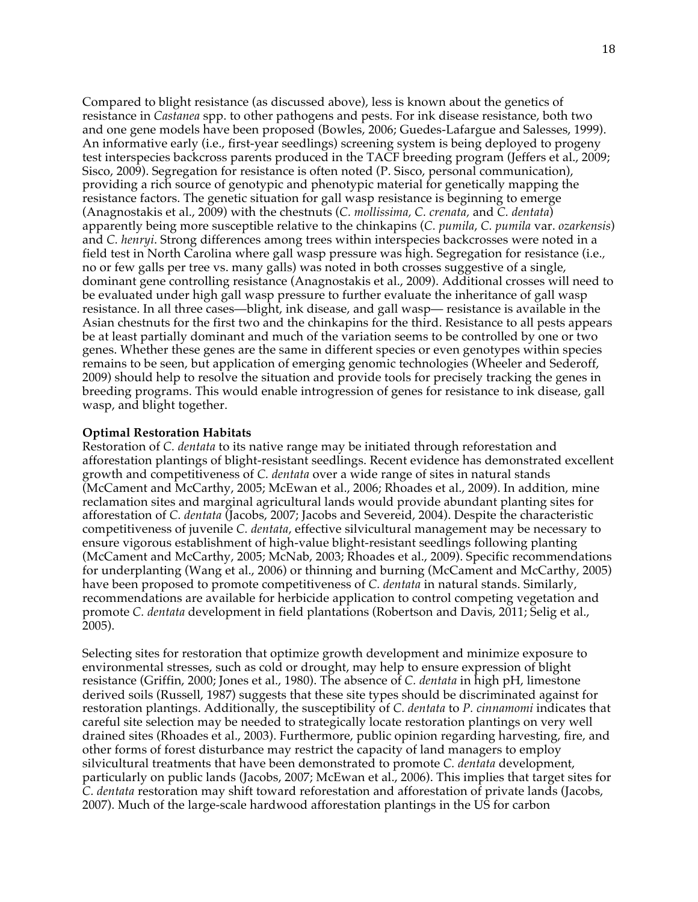Compared to blight resistance (as discussed above), less is known about the genetics of resistance in *Castanea* spp. to other pathogens and pests. For ink disease resistance, both two and one gene models have been proposed (Bowles, 2006; Guedes-Lafargue and Salesses, 1999). An informative early (i.e., first-year seedlings) screening system is being deployed to progeny test interspecies backcross parents produced in the TACF breeding program (Jeffers et al., 2009; Sisco, 2009). Segregation for resistance is often noted (P. Sisco, personal communication), providing a rich source of genotypic and phenotypic material for genetically mapping the resistance factors. The genetic situation for gall wasp resistance is beginning to emerge (Anagnostakis et al., 2009) with the chestnuts (*C. mollissima, C. crenata,* and *C. dentata*) apparently being more susceptible relative to the chinkapins (*C. pumila*, *C. pumila* var. *ozarkensis*) and *C. henryi*. Strong differences among trees within interspecies backcrosses were noted in a field test in North Carolina where gall wasp pressure was high. Segregation for resistance (i.e., no or few galls per tree vs. many galls) was noted in both crosses suggestive of a single, dominant gene controlling resistance (Anagnostakis et al., 2009). Additional crosses will need to be evaluated under high gall wasp pressure to further evaluate the inheritance of gall wasp resistance. In all three cases—blight, ink disease, and gall wasp— resistance is available in the Asian chestnuts for the first two and the chinkapins for the third. Resistance to all pests appears be at least partially dominant and much of the variation seems to be controlled by one or two genes. Whether these genes are the same in different species or even genotypes within species remains to be seen, but application of emerging genomic technologies (Wheeler and Sederoff, 2009) should help to resolve the situation and provide tools for precisely tracking the genes in breeding programs. This would enable introgression of genes for resistance to ink disease, gall wasp, and blight together.

**Optimal Restoration Habitats**

Restoration of *C. dentata* to its native range may be initiated through reforestation and afforestation plantings of blight-resistant seedlings. Recent evidence has demonstrated excellent growth and competitiveness of *C. dentata* over a wide range of sites in natural stands (McCament and McCarthy, 2005; McEwan et al., 2006; Rhoades et al., 2009). In addition, mine reclamation sites and marginal agricultural lands would provide abundant planting sites for afforestation of *C. dentata* (Jacobs, 2007; Jacobs and Severeid, 2004). Despite the characteristic competitiveness of juvenile *C. dentata*, effective silvicultural management may be necessary to ensure vigorous establishment of high-value blight-resistant seedlings following planting (McCament and McCarthy, 2005; McNab, 2003; Rhoades et al., 2009). Specific recommendations for underplanting (Wang et al., 2006) or thinning and burning (McCament and McCarthy, 2005) have been proposed to promote competitiveness of *C. dentata* in natural stands. Similarly, recommendations are available for herbicide application to control competing vegetation and promote *C. dentata* development in field plantations (Robertson and Davis, 2011; Selig et al., 2005).

Selecting sites for restoration that optimize growth development and minimize exposure to environmental stresses, such as cold or drought, may help to ensure expression of blight resistance (Griffin, 2000; Jones et al., 1980). The absence of *C. dentata* in high pH, limestone derived soils (Russell, 1987) suggests that these site types should be discriminated against for restoration plantings. Additionally, the susceptibility of *C. dentata* to *P. cinnamomi* indicates that careful site selection may be needed to strategically locate restoration plantings on very well drained sites (Rhoades et al., 2003). Furthermore, public opinion regarding harvesting, fire, and other forms of forest disturbance may restrict the capacity of land managers to employ silvicultural treatments that have been demonstrated to promote *C. dentata* development, particularly on public lands (Jacobs, 2007; McEwan et al., 2006). This implies that target sites for *C. dentata* restoration may shift toward reforestation and afforestation of private lands (Jacobs, 2007). Much of the large-scale hardwood afforestation plantings in the US for carbon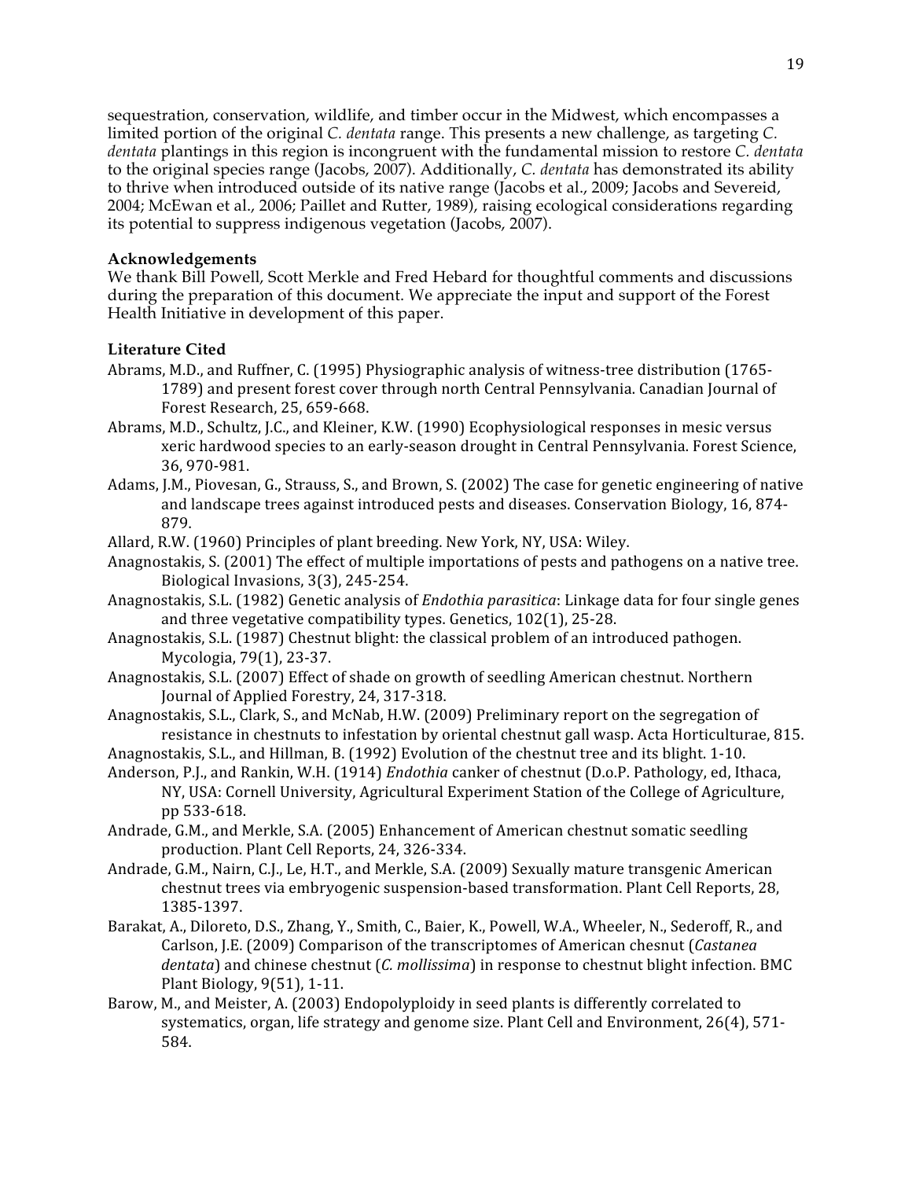sequestration, conservation, wildlife, and timber occur in the Midwest, which encompasses a limited portion of the original *C. dentata* range. This presents a new challenge, as targeting *C. dentata* plantings in this region is incongruent with the fundamental mission to restore *C. dentata* to the original species range (Jacobs, 2007). Additionally, *C. dentata* has demonstrated its ability to thrive when introduced outside of its native range (Jacobs et al., 2009; Jacobs and Severeid, 2004; McEwan et al., 2006; Paillet and Rutter, 1989), raising ecological considerations regarding its potential to suppress indigenous vegetation (Jacobs, 2007).

**Acknowledgements**

We thank Bill Powell, Scott Merkle and Fred Hebard for thoughtful comments and discussions during the preparation of this document. We appreciate the input and support of the Forest Health Initiative in development of this paper.

**Literature Cited**

Abrams, M.D., and Ruffner, C. (1995) Physiographic analysis of witness-tree distribution (1765-1789) and present forest cover through north Central Pennsylvania. Canadian Journal of Forest Research, 25, 659-668.

Abrams, M.D., Schultz, J.C., and Kleiner, K.W. (1990) Ecophysiological responses in mesic versus xeric hardwood species to an early-season drought in Central Pennsylvania. Forest Science, 36, 970-981.

Adams, J.M., Piovesan, G., Strauss, S., and Brown, S. (2002) The case for genetic engineering of native and landscape trees against introduced pests and diseases. Conservation Biology, 16, 874-879.

Allard, R.W. (1960) Principles of plant breeding. New York, NY, USA: Wiley.

Anagnostakis, S. (2001) The effect of multiple importations of pests and pathogens on a native tree. Biological Invasions, 3(3), 245-254.

Anagnostakis, S.L. (1982) Genetic analysis of *Endothia parasitica*: Linkage data for four single genes and three vegetative compatibility types. Genetics, 102(1), 25-28.

Anagnostakis, S.L. (1987) Chestnut blight: the classical problem of an introduced pathogen. Mycologia, 79(1), 23-37.

Anagnostakis, S.L. (2007) Effect of shade on growth of seedling American chestnut. Northern Journal of Applied Forestry, 24, 317-318.

Anagnostakis, S.L., Clark, S., and McNab, H.W. (2009) Preliminary report on the segregation of resistance in chestnuts to infestation by oriental chestnut gall wasp. Acta Horticulturae, 815.

Anagnostakis, S.L., and Hillman, B. (1992) Evolution of the chestnut tree and its blight. 1-10.

Anderson, P.J., and Rankin, W.H. (1914) *Endothia* canker of chestnut (D.o.P. Pathology, ed, Ithaca, NY, USA: Cornell University, Agricultural Experiment Station of the College of Agriculture, pp 533-618.

Andrade, G.M., and Merkle, S.A. (2005) Enhancement of American chestnut somatic seedling production. Plant Cell Reports, 24, 326-334.

Andrade, G.M., Nairn, C.J., Le, H.T., and Merkle, S.A. (2009) Sexually mature transgenic American chestnut trees via embryogenic suspension-based transformation. Plant Cell Reports, 28, 1385-1397.

Barakat, A., Diloreto, D.S., Zhang, Y., Smith, C., Baier, K., Powell, W.A., Wheeler, N., Sederoff, R., and Carlson, J.E. (2009) Comparison of the transcriptomes of American chesnut (*Castanea dentata*) and chinese chestnut (*C. mollissima*) in response to chestnut blight infection. BMC Plant Biology, 9(51), 1-11.

Barow, M., and Meister, A. (2003) Endopolyploidy in seed plants is differently correlated to systematics, organ, life strategy and genome size. Plant Cell and Environment, 26(4), 571-584.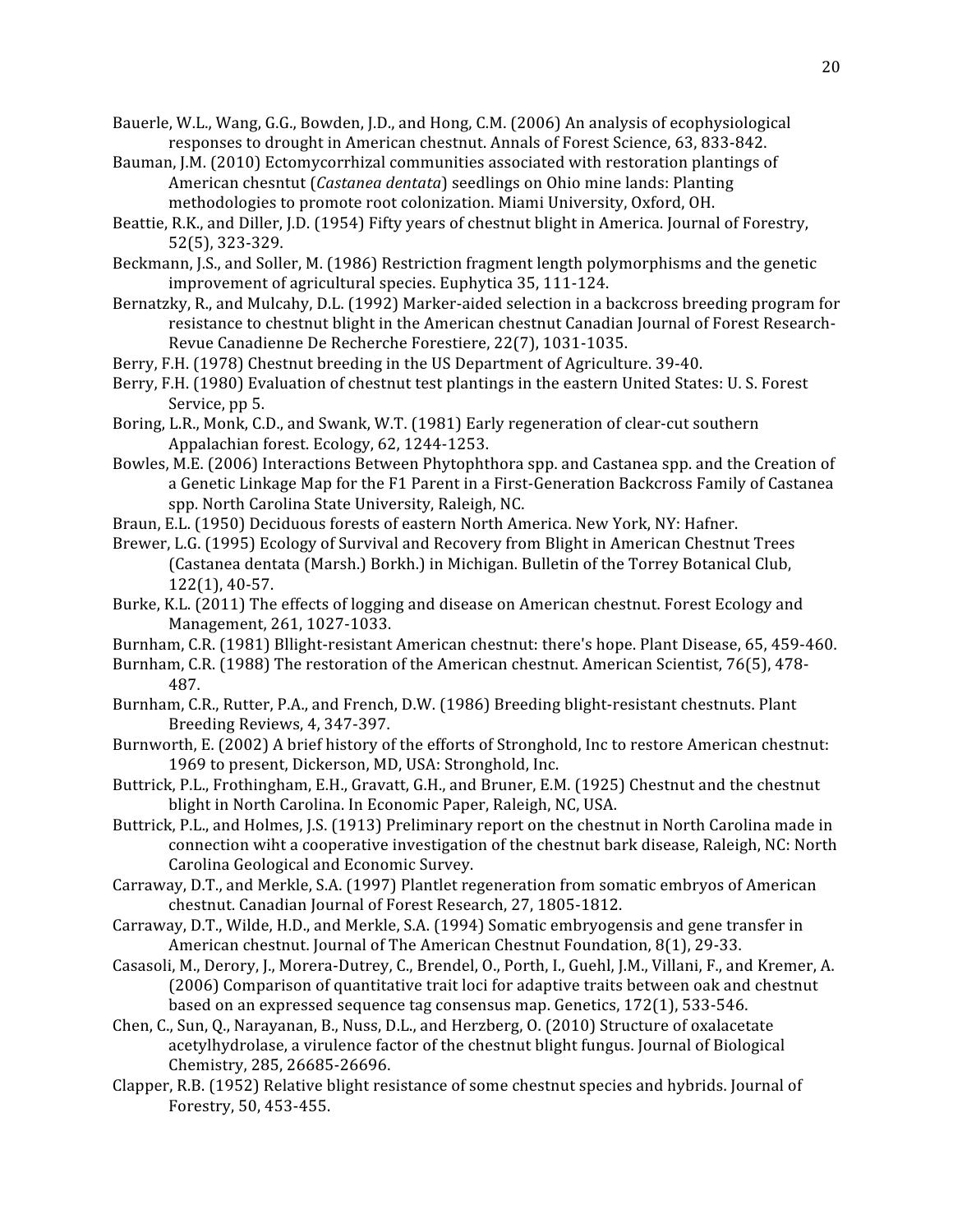Bauerle, W.L., Wang, G.G., Bowden, J.D., and Hong, C.M. (2006) An analysis of ecophysiological responses to drought in American chestnut. Annals of Forest Science, 63, 833-842.

Bauman, J.M. (2010) Ectomycorrhizal communities associated with restoration plantings of American chesnut (*Castanea dentata*) seedlings on Ohio mine lands: Planting methodologies to promote root colonization. Miami University, Oxford, OH.

Beattie, R.K., and Diller, J.D. (1954) Fifty years of chestnut blight in America. Journal of Forestry, 52(5), 323-329.

Beckmann, J.S., and Soller, M. (1986) Restriction fragment length polymorphisms and the genetic improvement of agricultural species. Euphytica 35, 111-124.

Bernatzky, R., and Mulcahy, D.L. (1992) Marker-aided selection in a backcross breeding program for resistance to chestnut blight in the American chestnut Canadian Journal of Forest Research-Revue Canadienne De Recherche Forestiere, 22(7), 1031-1035.

Berry, F.H. (1978) Chestnut breeding in the US Department of Agriculture. 39-40.

Berry, F.H. (1980) Evaluation of chestnut test plantings in the eastern United States: U. S. Forest Service, pp 5.

Boring, L.R., Monk, C.D., and Swank, W.T. (1981) Early regeneration of clear-cut southern Appalachian forest. Ecology, 62, 1244-1253.

Bowles, M.E. (2006) Interactions Between Phytophthora spp. and Castanea spp. and the Creation of a Genetic Linkage Map for the F1 Parent in a First-Generation Backcross Family of Castanea spp. North Carolina State University, Raleigh, NC.

Braun, E.L. (1950) Deciduous forests of eastern North America. New York, NY: Hafner.

Brewer, L.G. (1995) Ecology of Survival and Recovery from Blight in American Chestnut Trees (Castanea dentata (Marsh.) Borkh.) in Michigan. Bulletin of the Torrey Botanical Club, 122(1), 40-57.

Burke, K.L. (2011) The effects of logging and disease on American chestnut. Forest Ecology and Management, 261, 1027-1033.

Burnham, C.R. (1981) Bllight-resistant American chestnut: there's hope. Plant Disease, 65, 459-460.

Burnham, C.R. (1988) The restoration of the American chestnut. American Scientist, 76(5), 478-487.

Burnham, C.R., Rutter, P.A., and French, D.W. (1986) Breeding blight-resistant chestnuts. Plant Breeding Reviews, 4, 347-397.

Burnworth, E. (2002) A brief history of the efforts of Stronghold, Inc to restore American chestnut: 1969 to present, Dickerson, MD, USA: Stronghold, Inc.

Buttrick, P.L., Frothingham, E.H., Gravatt, G.H., and Bruner, E.M. (1925) Chestnut and the chestnut blight in North Carolina. In Economic Paper, Raleigh, NC, USA.

Buttrick, P.L., and Holmes, J.S. (1913) Preliminary report on the chestnut in North Carolina made in connection wiht a cooperative investigation of the chestnut bark disease, Raleigh, NC: North Carolina Geological and Economic Survey.

Carraway, D.T., and Merkle, S.A. (1997) Plantlet regeneration from somatic embryos of American chestnut. Canadian Journal of Forest Research, 27, 1805-1812.

Carraway, D.T., Wilde, H.D., and Merkle, S.A. (1994) Somatic embryogensis and gene transfer in American chestnut. Journal of The American Chestnut Foundation, 8(1), 29-33.

Casasoli, M., Derory, J., Morera-Dutrey, C., Brendel, O., Porth, I., Guehl, J.M., Villani, F., and Kremer, A. (2006) Comparison of quantitative trait loci for adaptive traits between oak and chestnut based on an expressed sequence tag consensus map. Genetics, 172(1), 533-546.

Chen, C., Sun, Q., Narayanan, B., Nuss, D.L., and Herzberg, O. (2010) Structure of oxalacetate acetylhydrolase, a virulence factor of the chestnut blight fungus. Journal of Biological Chemistry, 285, 26685-26696.

Clapper, R.B. (1952) Relative blight resistance of some chestnut species and hybrids. Journal of Forestry, 50, 453-455.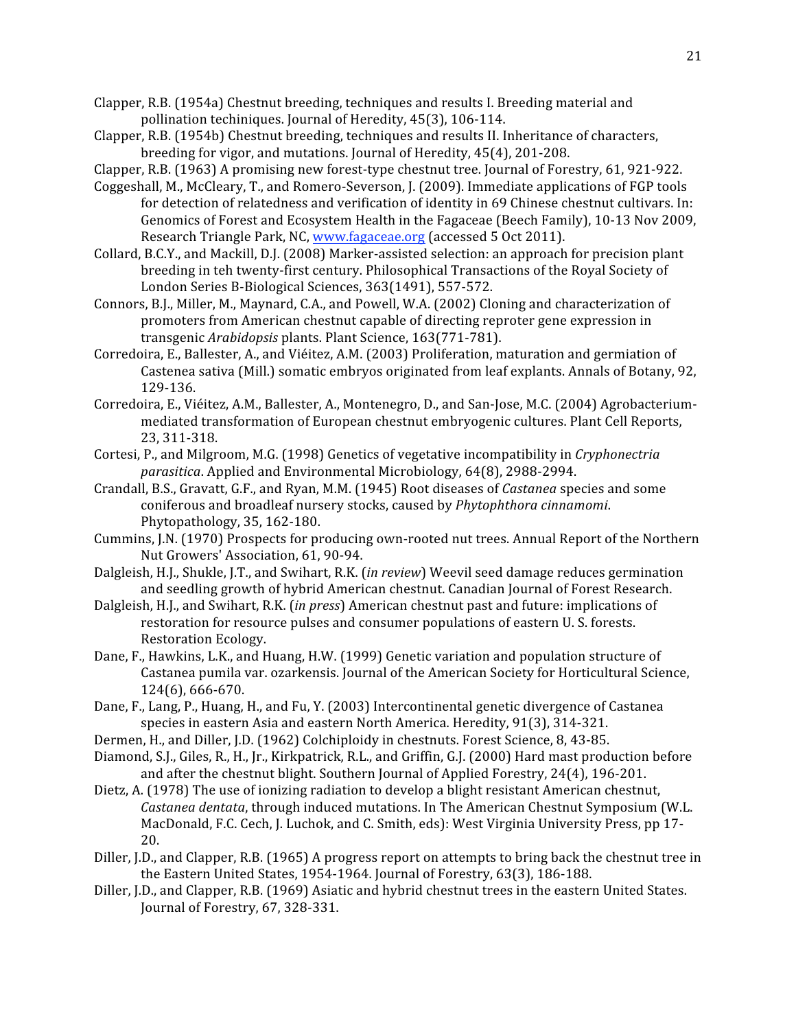Clapper, R.B. (1954a) Chestnut breeding, techniques and results I. Breeding material and pollination techiniques. Journal of Heredity, 45(3), 106-114.

Clapper, R.B. (1954b) Chestnut breeding, techniques and results II. Inheritance of characters, breeding for vigor, and mutations. Journal of Heredity, 45(4), 201-208.

Clapper, R.B. (1963) A promising new forest-type chestnut tree. Journal of Forestry, 61, 921-922.

Coggeshall, M., McCleary, T., and Romero-Severson, J. (2009). Immediate applications of FGP tools for detection of relatedness and verification of identity in 69 Chinese chestnut cultivars. In: Genomics of Forest and Ecosystem Health in the Fagaceae (Beech Family), 10-13 Nov 2009, Research Triangle Park, NC, www.fagaceae.org (accessed 5 Oct 2011).

Collard, B.C.Y., and Mackill, D.J. (2008) Marker-assisted selection: an approach for precision plant breeding in teh twenty-first century. Philosophical Transactions of the Royal Society of London Series B-Biological Sciences, 363(1491), 557-572.

Connors, B.J., Miller, M., Maynard, C.A., and Powell, W.A. (2002) Cloning and characterization of promoters from American chestnut capable of directing reproter gene expression in transgenic *Arabidopsis* plants. Plant Science, 163(771-781).

Corredoira, E., Ballester, A., and Viéitez, A.M. (2003) Proliferation, maturation and germiation of Castenea sativa (Mill.) somatic embryos originated from leaf explants. Annals of Botany, 92, 129-136.

Corredoira, E., Viéitez, A.M., Ballester, A., Montenegro, D., and San-Jose, M.C. (2004) Agrobacterium-mediated transformation of European chestnut embryogenic cultures. Plant Cell Reports, 23, 311-318.

Cortesi, P., and Milgroom, M.G. (1998) Genetics of vegetative incompatibility in *Cryphonectria parasitica*. Applied and Environmental Microbiology, 64(8), 2988-2994.

Crandall, B.S., Gravatt, G.F., and Ryan, M.M. (1945) Root diseases of *Castanea* species and some coniferous and broadleaf nursery stocks, caused by *Phytophthora cinnamomi*. Phytopathology, 35, 162-180.

Cummins, J.N. (1970) Prospects for producing own-rooted nut trees. Annual Report of the Northern Nut Growers' Association, 61, 90-94.

Dalgleish, H.J., Shukle, J.T., and Swihart, R.K. (*in review*) Weevil seed damage reduces germination and seedling growth of hybrid American chestnut. Canadian Journal of Forest Research.

Dalgleish, H.J., and Swihart, R.K. (*in press*) American chestnut past and future: implications of restoration for resource pulses and consumer populations of eastern U. S. forests. Restoration Ecology.

Dane, F., Hawkins, L.K., and Huang, H.W. (1999) Genetic variation and population structure of Castanea pumila var. ozarkensis. Journal of the American Society for Horticultural Science, 124(6), 666-670.

Dane, F., Lang, P., Huang, H., and Fu, Y. (2003) Intercontinental genetic divergence of Castanea species in eastern Asia and eastern North America. Heredity, 91(3), 314-321.

Dermen, H., and Diller, J.D. (1962) Colchiploidy in chestnuts. Forest Science, 8, 43-85.

Diamond, S.J., Giles, R., H., Jr., Kirkpatrick, R.L., and Griffin, G.J. (2000) Hard mast production before and after the chestnut blight. Southern Journal of Applied Forestry, 24(4), 196-201.

Dietz, A. (1978) The use of ionizing radiation to develop a blight resistant American chestnut, *Castanea dentata*, through induced mutations. In The American Chestnut Symposium (W.L. MacDonald, F.C. Cech, J. Luchok, and C. Smith, eds): West Virginia University Press, pp 17-20.

Diller, J.D., and Clapper, R.B. (1965) A progress report on attempts to bring back the chestnut tree in the Eastern United States, 1954-1964. Journal of Forestry, 63(3), 186-188.

Diller, J.D., and Clapper, R.B. (1969) Asiatic and hybrid chestnut trees in the eastern United States. Journal of Forestry, 67, 328-331.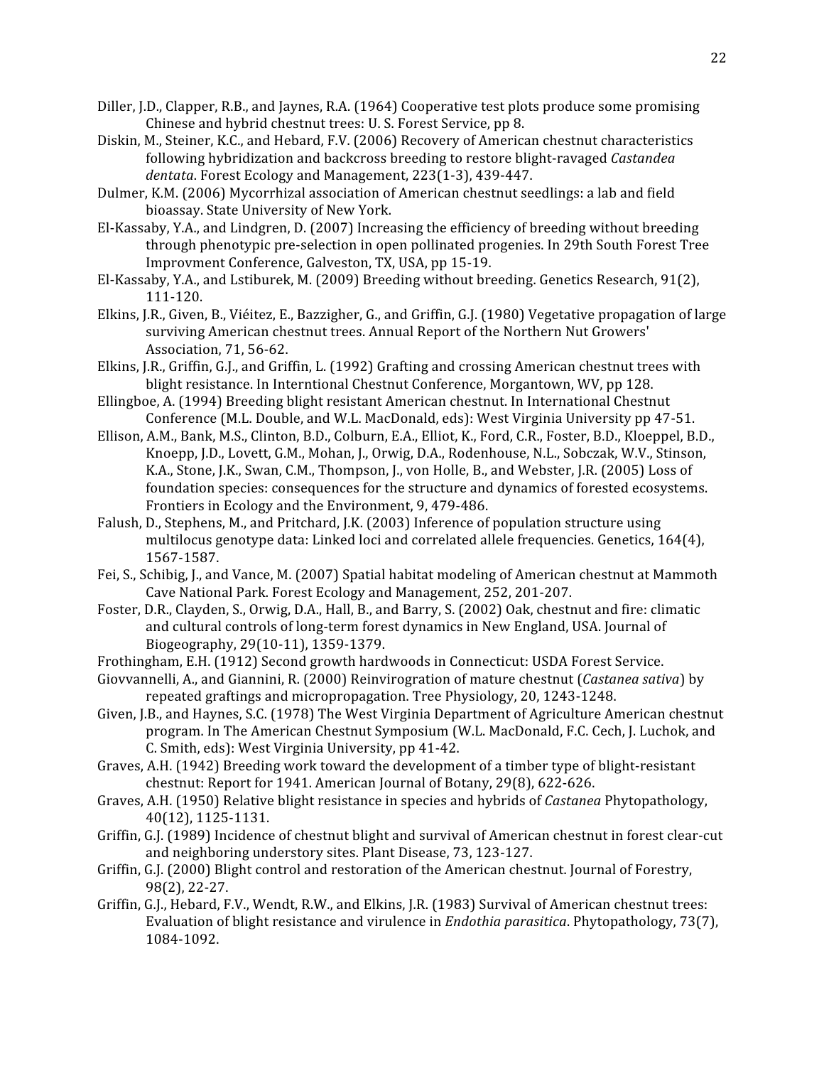Diller, J.D., Clapper, R.B., and Jaynes, R.A. (1964) Cooperative test plots produce some promising Chinese and hybrid chestnut trees: U. S. Forest Service, pp 8.

Diskin, M., Steiner, K.C., and Hebard, F.V. (2006) Recovery of American chestnut characteristics following hybridization and backcross breeding to restore blight-ravaged *Castandea dentata*. Forest Ecology and Management, 223(1-3), 439-447.

Dulmer, K.M. (2006) Mycorrhizal association of American chestnut seedlings: a lab and field bioassay. State University of New York.

El-Kassaby, Y.A., and Lindgren, D. (2007) Increasing the efficiency of breeding without breeding through phenotypic pre-selection in open pollinated progenies. In 29th South Forest Tree Improvment Conference, Galveston, TX, USA, pp 15-19.

El-Kassaby, Y.A., and Lstiburek, M. (2009) Breeding without breeding. Genetics Research, 91(2), 111-120.

Elkins, J.R., Given, B., Viéitez, E., Bazzigher, G., and Griffin, G.J. (1980) Vegetative propagation of large surviving American chestnut trees. Annual Report of the Northern Nut Growers' Association, 71, 56-62.

Elkins, J.R., Griffin, G.J., and Griffin, L. (1992) Grafting and crossing American chestnut trees with blight resistance. In Interntional Chestnut Conference, Morgantown, WV, pp 128.

Ellingboe, A. (1994) Breeding blight resistant American chestnut. In International Chestnut Conference (M.L. Double, and W.L. MacDonald, eds): West Virginia University pp 47-51.

Ellison, A.M., Bank, M.S., Clinton, B.D., Colburn, E.A., Elliot, K., Ford, C.R., Foster, B.D., Kloeppel, B.D., Knoepp, J.D., Lovett, G.M., Mohan, J., Orwig, D.A., Rodenhouse, N.L., Sobczak, W.V., Stinson, K.A., Stone, J.K., Swan, C.M., Thompson, J., von Holle, B., and Webster, J.R. (2005) Loss of foundation species: consequences for the structure and dynamics of forested ecosystems. Frontiers in Ecology and the Environment, 9, 479-486.

Falush, D., Stephens, M., and Pritchard, J.K. (2003) Inference of population structure using multilocus genotype data: Linked loci and correlated allele frequencies. Genetics, 164(4), 1567-1587.

Fei, S., Schibig, J., and Vance, M. (2007) Spatial habitat modeling of American chestnut at Mammoth Cave National Park. Forest Ecology and Management, 252, 201-207.

Foster, D.R., Clayden, S., Orwig, D.A., Hall, B., and Barry, S. (2002) Oak, chestnut and fire: climatic and cultural controls of long-term forest dynamics in New England, USA. Journal of Biogeography, 29(10-11), 1359-1379.

Frothingham, E.H. (1912) Second growth hardwoods in Connecticut: USDA Forest Service.

Giovvannelli, A., and Giannini, R. (2000) Reinvirogration of mature chestnut (*Castanea sativa*) by repeated graftings and micropropagation. Tree Physiology, 20, 1243-1248.

Given, J.B., and Haynes, S.C. (1978) The West Virginia Department of Agriculture American chestnut program. In The American Chestnut Symposium (W.L. MacDonald, F.C. Cech, J. Luchok, and C. Smith, eds): West Virginia University, pp 41-42.

Graves, A.H. (1942) Breeding work toward the development of a timber type of blight-resistant chestnut: Report for 1941. American Journal of Botany, 29(8), 622-626.

Graves, A.H. (1950) Relative blight resistance in species and hybrids of *Castanea* Phytopathology, 40(12), 1125-1131.

Griffin, G.J. (1989) Incidence of chestnut blight and survival of American chestnut in forest clear-cut and neighboring understory sites. Plant Disease, 73, 123-127.

Griffin, G.J. (2000) Blight control and restoration of the American chestnut. Journal of Forestry, 98(2), 22-27.

Griffin, G.J., Hebard, F.V., Wendt, R.W., and Elkins, J.R. (1983) Survival of American chestnut trees: Evaluation of blight resistance and virulence in *Endothia parasitica*. Phytopathology, 73(7), 1084-1092.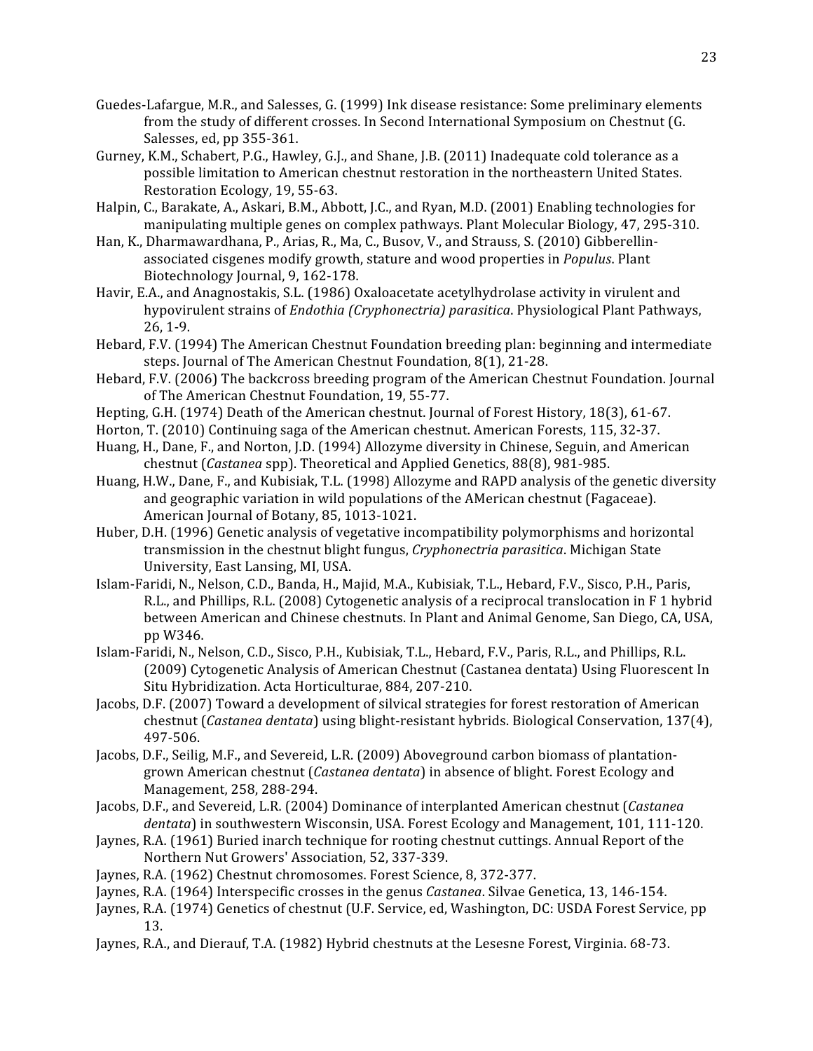Guedes-Lafargue, M.R., and Salesses, G. (1999) Ink disease resistance: Some preliminary elements from the study of different crosses. In Second International Symposium on Chestnut (G. Salesses, ed, pp 355-361.

Gurney, K.M., Schabert, P.G., Hawley, G.J., and Shane, J.B. (2011) Inadequate cold tolerance as a possible limitation to American chestnut restoration in the northeastern United States. Restoration Ecology, 19, 55-63.

Halpin, C., Barakate, A., Askari, B.M., Abbott, J.C., and Ryan, M.D. (2001) Enabling technologies for manipulating multiple genes on complex pathways. Plant Molecular Biology, 47, 295-310.

Han, K., Dharmawardhana, P., Arias, R., Ma, C., Busov, V., and Strauss, S. (2010) Gibberellin-associated cisgenes modify growth, stature and wood properties in *Populus*. Plant Biotechnology Journal, 9, 162-178.

Havir, E.A., and Anagnostakis, S.L. (1986) Oxaloacetate acetylhydrolase activity in virulent and hypovirulent strains of *Endothia (Cryphonectria) parasitica*. Physiological Plant Pathways, 26, 1-9.

Hebard, F.V. (1994) The American Chestnut Foundation breeding plan: beginning and intermediate steps. Journal of The American Chestnut Foundation, 8(1), 21-28.

Hebard, F.V. (2006) The backcross breeding program of the American Chestnut Foundation. Journal of The American Chestnut Foundation, 19, 55-77.

Hepting, G.H. (1974) Death of the American chestnut. Journal of Forest History, 18(3), 61-67.

Horton, T. (2010) Continuing saga of the American chestnut. American Forests, 115, 32-37.

Huang, H., Dane, F., and Norton, J.D. (1994) Allozyme diversity in Chinese, Seguin, and American chestnut (*Castanea* spp). Theoretical and Applied Genetics, 88(8), 981-985.

Huang, H.W., Dane, F., and Kubisiak, T.L. (1998) Allozyme and RAPD analysis of the genetic diversity and geographic variation in wild populations of the AMerican chestnut (Fagaceae). American Journal of Botany, 85, 1013-1021.

Huber, D.H. (1996) Genetic analysis of vegetative incompatibility polymorphisms and horizontal transmission in the chestnut blight fungus, *Cryphonectria parasitica*. Michigan State University, East Lansing, MI, USA.

Islam-Faridi, N., Nelson, C.D., Banda, H., Majid, M.A., Kubisiak, T.L., Hebard, F.V., Sisco, P.H., Paris, R.L., and Phillips, R.L. (2008) Cytogenetic analysis of a reciprocal translocation in F 1 hybrid between American and Chinese chestnuts. In Plant and Animal Genome, San Diego, CA, USA, pp W346.

Islam-Faridi, N., Nelson, C.D., Sisco, P.H., Kubisiak, T.L., Hebard, F.V., Paris, R.L., and Phillips, R.L. (2009) Cytogenetic Analysis of American Chestnut (Castanea dentata) Using Fluorescent In Situ Hybridization. Acta Horticulturae, 884, 207-210.

Jacobs, D.F. (2007) Toward a development of silvical strategies for forest restoration of American chestnut (*Castanea dentata*) using blight-resistant hybrids. Biological Conservation, 137(4), 497-506.

Jacobs, D.F., Seilig, M.F., and Severeid, L.R. (2009) Aboveground carbon biomass of plantation-grown American chestnut (*Castanea dentata*) in absence of blight. Forest Ecology and Management, 258, 288-294.

Jacobs, D.F., and Severeid, L.R. (2004) Dominance of interplanted American chestnut (*Castanea dentata*) in southwestern Wisconsin, USA. Forest Ecology and Management, 101, 111-120.

Jaynes, R.A. (1961) Buried inarch technique for rooting chestnut cuttings. Annual Report of the Northern Nut Growers' Association, 52, 337-339.

Jaynes, R.A. (1962) Chestnut chromosomes. Forest Science, 8, 372-377.

Jaynes, R.A. (1964) Interspecific crosses in the genus *Castanea*. Silvae Genetica, 13, 146-154.

Jaynes, R.A. (1974) Genetics of chestnut (U.F. Service, ed, Washington, DC: USDA Forest Service, pp 13.

Jaynes, R.A., and Dierauf, T.A. (1982) Hybrid chestnuts at the Lesesne Forest, Virginia. 68-73.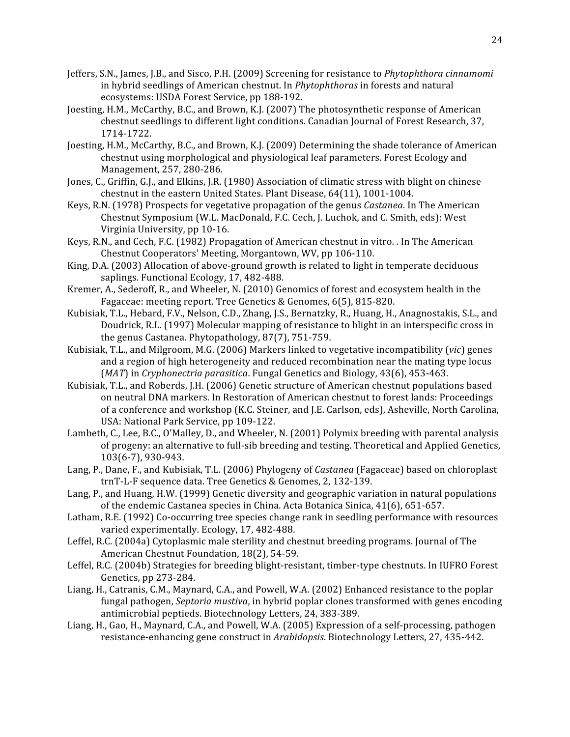Jeffers, S.N., James, J.B., and Sisco, P.H. (2009) Screening for resistance to *Phytophthora cinnamomi* in hybrid seedlings of American chestnut. In *Phytophthoras* in forests and natural ecosystems: USDA Forest Service, pp 188-192.

Joesting, H.M., McCarthy, B.C., and Brown, K.J. (2007) The photosynthetic response of American chestnut seedlings to different light conditions. Canadian Journal of Forest Research, 37, 1714-1722.

Joesting, H.M., McCarthy, B.C., and Brown, K.J. (2009) Determining the shade tolerance of American chestnut using morphological and physiological leaf parameters. Forest Ecology and Management, 257, 280-286.

Jones, C., Griffin, G.J., and Elkins, J.R. (1980) Association of climatic stress with blight on chinese chestnut in the eastern United States. Plant Disease, 64(11), 1001-1004.

Keys, R.N. (1978) Prospects for vegetative propagation of the genus *Castanea*. In The American Chestnut Symposium (W.L. MacDonald, F.C. Cech, J. Luchok, and C. Smith, eds): West Virginia University, pp 10-16.

Keys, R.N., and Cech, F.C. (1982) Propagation of American chestnut in vitro. . In The American Chestnut Cooperators' Meeting, Morgantown, WV, pp 106-110.

King, D.A. (2003) Allocation of above-ground growth is related to light in temperate deciduous saplings. Functional Ecology, 17, 482-488.

Kremer, A., Sederoff, R., and Wheeler, N. (2010) Genomics of forest and ecosystem health in the Fagaceae: meeting report. Tree Genetics & Genomes, 6(5), 815-820.

Kubisiak, T.L., Hebard, F.V., Nelson, C.D., Zhang, J.S., Bernatzky, R., Huang, H., Anagnostakis, S.L., and Doudrick, R.L. (1997) Molecular mapping of resistance to blight in an interspecific cross in the genus Castanea. Phytopathology, 87(7), 751-759.

Kubisiak, T.L., and Milgroom, M.G. (2006) Markers linked to vegetative incompatibility (*vic*) genes and a region of high heterogeneity and reduced recombination near the mating type locus (*MAT*) in *Cryphonectria parasitica*. Fungal Genetics and Biology, 43(6), 453-463.

Kubisiak, T.L., and Roberds, J.H. (2006) Genetic structure of American chestnut populations based on neutral DNA markers. In Restoration of American chestnut to forest lands: Proceedings of a conference and workshop (K.C. Steiner, and J.E. Carlson, eds), Asheville, North Carolina, USA: National Park Service, pp 109-122.

Lambeth, C., Lee, B.C., O'Malley, D., and Wheeler, N. (2001) Polymix breeding with parental analysis of progeny: an alternative to full-sib breeding and testing. Theoretical and Applied Genetics, 103(6-7), 930-943.

Lang, P., Dane, F., and Kubisiak, T.L. (2006) Phylogeny of *Castanea* (Fagaceae) based on chloroplast trnT-L-F sequence data. Tree Genetics & Genomes, 2, 132-139.

Lang, P., and Huang, H.W. (1999) Genetic diversity and geographic variation in natural populations of the endemic Castanea species in China. Acta Botanica Sinica, 41(6), 651-657.

Latham, R.E. (1992) Co-occurring tree species change rank in seedling performance with resources varied experimentally. Ecology, 17, 482-488.

Leffel, R.C. (2004a) Cytoplasmic male sterility and chestnut breeding programs. Journal of The American Chestnut Foundation, 18(2), 54-59.

Leffel, R.C. (2004b) Strategies for breeding blight-resistant, timber-type chestnuts. In IUFRO Forest Genetics, pp 273-284.

Liang, H., Catranis, C.M., Maynard, C.A., and Powell, W.A. (2002) Enhanced resistance to the poplar fungal pathogen, *Septoria mustiva*, in hybrid poplar clones transformed with genes encoding antimicrobial peptieds. Biotechnology Letters, 24, 383-389.

Liang, H., Gao, H., Maynard, C.A., and Powell, W.A. (2005) Expression of a self-processing, pathogen resistance-enhancing gene construct in *Arabidopsis*. Biotechnology Letters, 27, 435-442.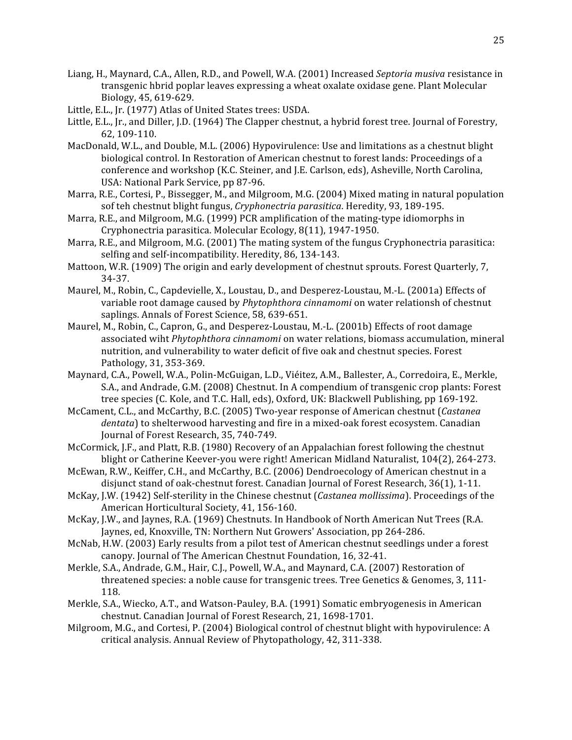Liang, H., Maynard, C.A., Allen, R.D., and Powell, W.A. (2001) Increased *Septoria musiva* resistance in transgenic hbrid poplar leaves expressing a wheat oxalate oxidase gene. Plant Molecular Biology, 45, 619-629.

Little, E.L., Jr. (1977) Atlas of United States trees: USDA.

Little, E.L., Jr., and Diller, J.D. (1964) The Clapper chestnut, a hybrid forest tree. Journal of Forestry, 62, 109-110.

MacDonald, W.L., and Double, M.L. (2006) Hypovirulence: Use and limitations as a chestnut blight biological control. In Restoration of American chestnut to forest lands: Proceedings of a conference and workshop (K.C. Steiner, and J.E. Carlson, eds), Asheville, North Carolina, USA: National Park Service, pp 87-96.

Marra, R.E., Cortesi, P., Bissegger, M., and Milgroom, M.G. (2004) Mixed mating in natural population sof teh chestnut blight fungus, *Cryphonectria parasitica*. Heredity, 93, 189-195.

Marra, R.E., and Milgroom, M.G. (1999) PCR amplification of the mating-type idiomorphs in Cryphonectria parasitica. Molecular Ecology, 8(11), 1947-1950.

Marra, R.E., and Milgroom, M.G. (2001) The mating system of the fungus Cryphonectria parasitica: selfing and self-incompatibility. Heredity, 86, 134-143.

Mattoon, W.R. (1909) The origin and early development of chestnut sprouts. Forest Quarterly, 7, 34-37.

Maurel, M., Robin, C., Capdevielle, X., Loustau, D., and Desperez-Loustau, M.-L. (2001a) Effects of variable root damage caused by *Phytophthora cinnamomi* on water relationsh of chestnut saplings. Annals of Forest Science, 58, 639-651.

Maurel, M., Robin, C., Capron, G., and Desperez-Loustau, M.-L. (2001b) Effects of root damage associated wiht *Phytophthora cinnamomi* on water relations, biomass accumulation, mineral nutrition, and vulnerability to water deficit of five oak and chestnut species. Forest Pathology, 31, 353-369.

Maynard, C.A., Powell, W.A., Polin-McGuigan, L.D., Viéitez, A.M., Ballester, A., Corredoira, E., Merkle, S.A., and Andrade, G.M. (2008) Chestnut. In A compendium of transgenic crop plants: Forest tree species (C. Kole, and T.C. Hall, eds), Oxford, UK: Blackwell Publishing, pp 169-192.

McCament, C.L., and McCarthy, B.C. (2005) Two-year response of American chestnut (*Castanea dentata*) to shelterwood harvesting and fire in a mixed-oak forest ecosystem. Canadian Journal of Forest Research, 35, 740-749.

McCormick, J.F., and Platt, R.B. (1980) Recovery of an Appalachian forest following the chestnut blight or Catherine Keever-you were right! American Midland Naturalist, 104(2), 264-273.

McEwan, R.W., Keiffer, C.H., and McCarthy, B.C. (2006) Dendroecology of American chestnut in a disjunct stand of oak-chestnut forest. Canadian Journal of Forest Research, 36(1), 1-11.

McKay, J.W. (1942) Self-sterility in the Chinese chestnut (*Castanea mollissima*). Proceedings of the American Horticultural Society, 41, 156-160.

McKay, J.W., and Jaynes, R.A. (1969) Chestnuts. In Handbook of North American Nut Trees (R.A. Jaynes, ed, Knoxville, TN: Northern Nut Growers' Association, pp 264-286.

McNab, H.W. (2003) Early results from a pilot test of American chestnut seedlings under a forest canopy. Journal of The American Chestnut Foundation, 16, 32-41.

Merkle, S.A., Andrade, G.M., Hair, C.J., Powell, W.A., and Maynard, C.A. (2007) Restoration of threatened species: a noble cause for transgenic trees. Tree Genetics & Genomes, 3, 111-118.

Merkle, S.A., Wiecko, A.T., and Watson-Pauley, B.A. (1991) Somatic embryogenesis in American chestnut. Canadian Journal of Forest Research, 21, 1698-1701.

Milgroom, M.G., and Cortesi, P. (2004) Biological control of chestnut blight with hypovirulence: A critical analysis. Annual Review of Phytopathology, 42, 311-338.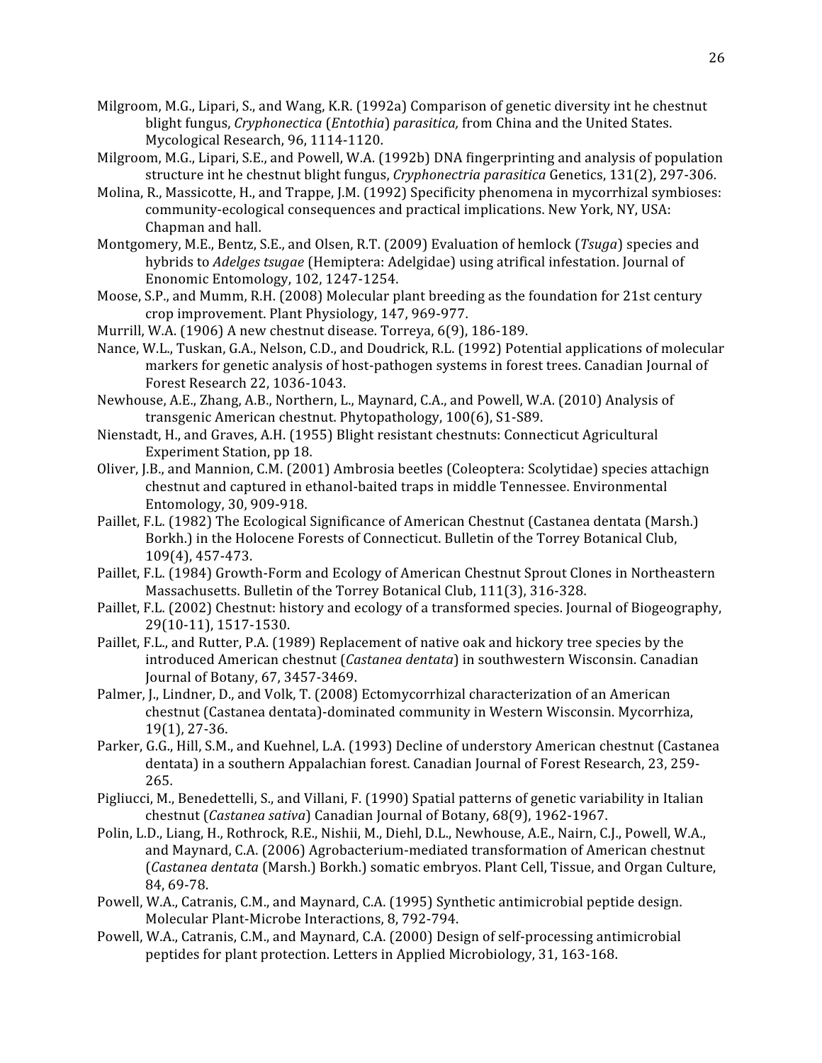Milgroom, M.G., Lipari, S., and Wang, K.R. (1992a) Comparison of genetic diversity int he chestnut blight fungus, *Cryphonectica* (*Entothia*) *parasitica,* from China and the United States. Mycological Research, 96, 1114-1120.

Milgroom, M.G., Lipari, S.E., and Powell, W.A. (1992b) DNA fingerprinting and analysis of population structure int he chestnut blight fungus, *Cryphonectria parasitica* Genetics, 131(2), 297-306.

Molina, R., Massicotte, H., and Trappe, J.M. (1992) Specificity phenomena in mycorrhizal symbioses: community-ecological consequences and practical implications. New York, NY, USA: Chapman and hall.

Montgomery, M.E., Bentz, S.E., and Olsen, R.T. (2009) Evaluation of hemlock (*Tsuga*) species and hybrids to *Adelges tsugae* (Hemiptera: Adelgidae) using atrifical infestation. Journal of Enonomic Entomology, 102, 1247-1254.

Moose, S.P., and Mumm, R.H. (2008) Molecular plant breeding as the foundation for 21st century crop improvement. Plant Physiology, 147, 969-977.

Murrill, W.A. (1906) A new chestnut disease. Torreya, 6(9), 186-189.

Nance, W.L., Tuskan, G.A., Nelson, C.D., and Doudrick, R.L. (1992) Potential applications of molecular markers for genetic analysis of host-pathogen systems in forest trees. Canadian Journal of Forest Research 22, 1036-1043.

Newhouse, A.E., Zhang, A.B., Northern, L., Maynard, C.A., and Powell, W.A. (2010) Analysis of transgenic American chestnut. Phytopathology, 100(6), S1-S89.

Nienstadt, H., and Graves, A.H. (1955) Blight resistant chestnuts: Connecticut Agricultural Experiment Station, pp 18.

Oliver, J.B., and Mannion, C.M. (2001) Ambrosia beetles (Coleoptera: Scolytidae) species attachign chestnut and captured in ethanol-baited traps in middle Tennessee. Environmental Entomology, 30, 909-918.

Paillet, F.L. (1982) The Ecological Significance of American Chestnut (Castanea dentata (Marsh.) Borkh.) in the Holocene Forests of Connecticut. Bulletin of the Torrey Botanical Club, 109(4), 457-473.

Paillet, F.L. (1984) Growth-Form and Ecology of American Chestnut Sprout Clones in Northeastern Massachusetts. Bulletin of the Torrey Botanical Club, 111(3), 316-328.

Paillet, F.L. (2002) Chestnut: history and ecology of a transformed species. Journal of Biogeography, 29(10-11), 1517-1530.

Paillet, F.L., and Rutter, P.A. (1989) Replacement of native oak and hickory tree species by the introduced American chestnut (*Castanea dentata*) in southwestern Wisconsin. Canadian Journal of Botany, 67, 3457-3469.

Palmer, J., Lindner, D., and Volk, T. (2008) Ectomycorrhizal characterization of an American chestnut (Castanea dentata)-dominated community in Western Wisconsin. Mycorrhiza, 19(1), 27-36.

Parker, G.G., Hill, S.M., and Kuehnel, L.A. (1993) Decline of understory American chestnut (Castanea dentata) in a southern Appalachian forest. Canadian Journal of Forest Research, 23, 259-265.

Pigliucci, M., Benedettelli, S., and Villani, F. (1990) Spatial patterns of genetic variability in Italian chestnut (*Castanea sativa*) Canadian Journal of Botany, 68(9), 1962-1967.

Polin, L.D., Liang, H., Rothrock, R.E., Nishii, M., Diehl, D.L., Newhouse, A.E., Nairn, C.J., Powell, W.A., and Maynard, C.A. (2006) Agrobacterium-mediated transformation of American chestnut (*Castanea dentata* (Marsh.) Borkh.) somatic embryos. Plant Cell, Tissue, and Organ Culture, 84, 69-78.

Powell, W.A., Catranis, C.M., and Maynard, C.A. (1995) Synthetic antimicrobial peptide design. Molecular Plant-Microbe Interactions, 8, 792-794.

Powell, W.A., Catranis, C.M., and Maynard, C.A. (2000) Design of self-processing antimicrobial peptides for plant protection. Letters in Applied Microbiology, 31, 163-168.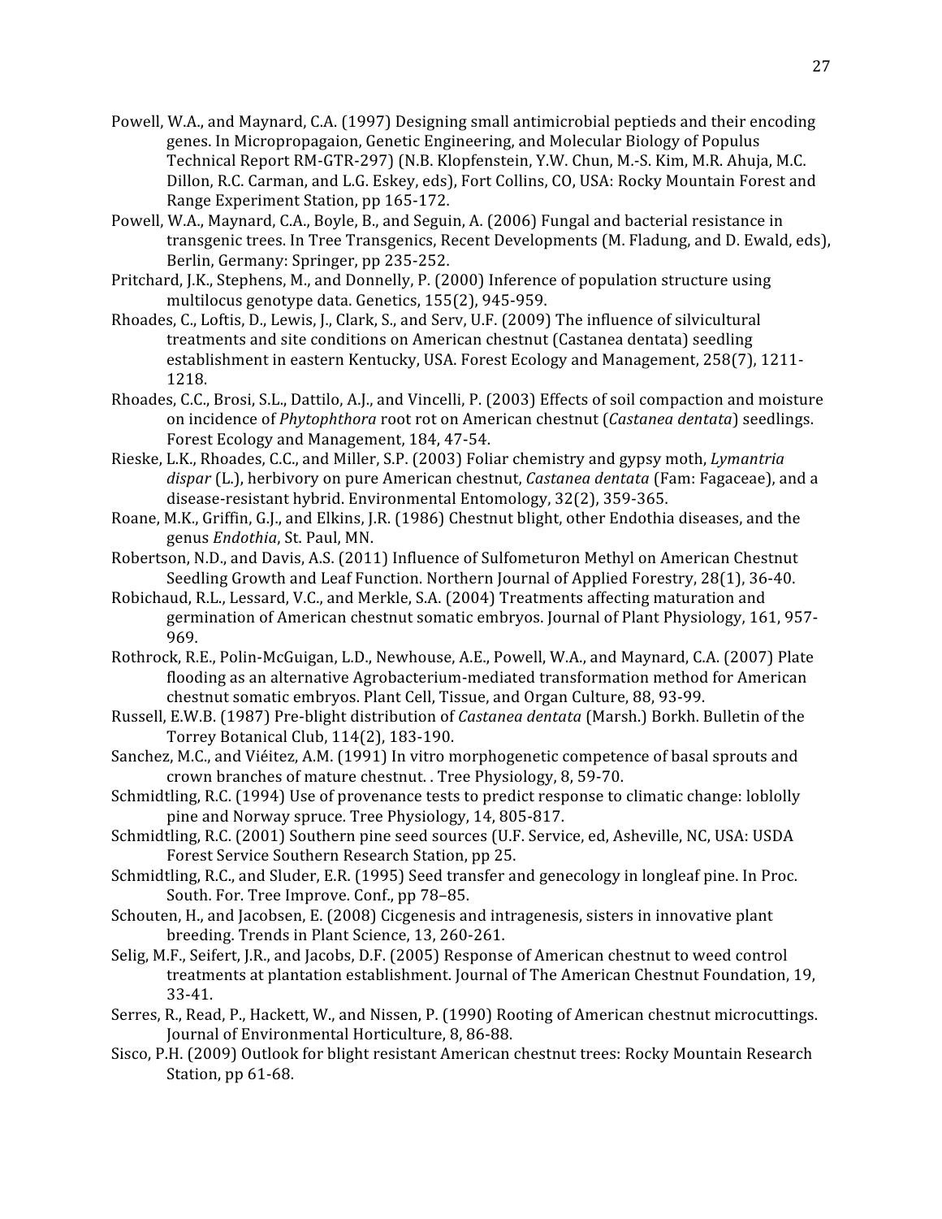Powell, W.A., and Maynard, C.A. (1997) Designing small antimicrobial peptieds and their encoding genes. In Micropropagaion, Genetic Engineering, and Molecular Biology of Populus Technical Report RM-GTR-297) (N.B. Klopfenstein, Y.W. Chun, M.-S. Kim, M.R. Ahuja, M.C. Dillon, R.C. Carman, and L.G. Eskey, eds), Fort Collins, CO, USA: Rocky Mountain Forest and Range Experiment Station, pp 165-172.

Powell, W.A., Maynard, C.A., Boyle, B., and Seguin, A. (2006) Fungal and bacterial resistance in transgenic trees. In Tree Transgenics, Recent Developments (M. Fladung, and D. Ewald, eds), Berlin, Germany: Springer, pp 235-252.

Pritchard, J.K., Stephens, M., and Donnelly, P. (2000) Inference of population structure using multilocus genotype data. Genetics, 155(2), 945-959.

Rhoades, C., Loftis, D., Lewis, J., Clark, S., and Serv, U.F. (2009) The influence of silvicultural treatments and site conditions on American chestnut (Castanea dentata) seedling establishment in eastern Kentucky, USA. Forest Ecology and Management, 258(7), 1211-1218.

Rhoades, C.C., Brosi, S.L., Dattilo, A.J., and Vincelli, P. (2003) Effects of soil compaction and moisture on incidence of *Phytophthora* root rot on American chestnut (*Castanea dentata*) seedlings. Forest Ecology and Management, 184, 47-54.

Rieske, L.K., Rhoades, C.C., and Miller, S.P. (2003) Foliar chemistry and gypsy moth, *Lymantria dispar* (L.), herbivory on pure American chestnut, *Castanea dentata* (Fam: Fagaceae), and a disease-resistant hybrid. Environmental Entomology, 32(2), 359-365.

Roane, M.K., Griffin, G.J., and Elkins, J.R. (1986) Chestnut blight, other Endothia diseases, and the genus *Endothia*, St. Paul, MN.

Robertson, N.D., and Davis, A.S. (2011) Influence of Sulfometuron Methyl on American Chestnut Seedling Growth and Leaf Function. Northern Journal of Applied Forestry, 28(1), 36-40.

Robichaud, R.L., Lessard, V.C., and Merkle, S.A. (2004) Treatments affecting maturation and germination of American chestnut somatic embryos. Journal of Plant Physiology, 161, 957-969.

Rothrock, R.E., Polin-McGuigan, L.D., Newhouse, A.E., Powell, W.A., and Maynard, C.A. (2007) Plate flooding as an alternative Agrobacterium-mediated transformation method for American chestnut somatic embryos. Plant Cell, Tissue, and Organ Culture, 88, 93-99.

Russell, E.W.B. (1987) Pre-blight distribution of *Castanea dentata* (Marsh.) Borkh. Bulletin of the Torrey Botanical Club, 114(2), 183-190.

Sanchez, M.C., and Viéitez, A.M. (1991) In vitro morphogenetic competence of basal sprouts and crown branches of mature chestnut. . Tree Physiology, 8, 59-70.

Schmidtling, R.C. (1994) Use of provenance tests to predict response to climatic change: loblolly pine and Norway spruce. Tree Physiology, 14, 805-817.

Schmidtling, R.C. (2001) Southern pine seed sources (U.F. Service, ed, Asheville, NC, USA: USDA Forest Service Southern Research Station, pp 25.

Schmidtling, R.C., and Sluder, E.R. (1995) Seed transfer and genecology in longleaf pine. In Proc. South. For. Tree Improve. Conf., pp 78–85.

Schouten, H., and Jacobsen, E. (2008) Cicgenesis and intragenesis, sisters in innovative plant breeding. Trends in Plant Science, 13, 260-261.

Selig, M.F., Seifert, J.R., and Jacobs, D.F. (2005) Response of American chestnut to weed control treatments at plantation establishment. Journal of The American Chestnut Foundation, 19, 33-41.

Serres, R., Read, P., Hackett, W., and Nissen, P. (1990) Rooting of American chestnut microcuttings. Journal of Environmental Horticulture, 8, 86-88.

Sisco, P.H. (2009) Outlook for blight resistant American chestnut trees: Rocky Mountain Research Station, pp 61-68.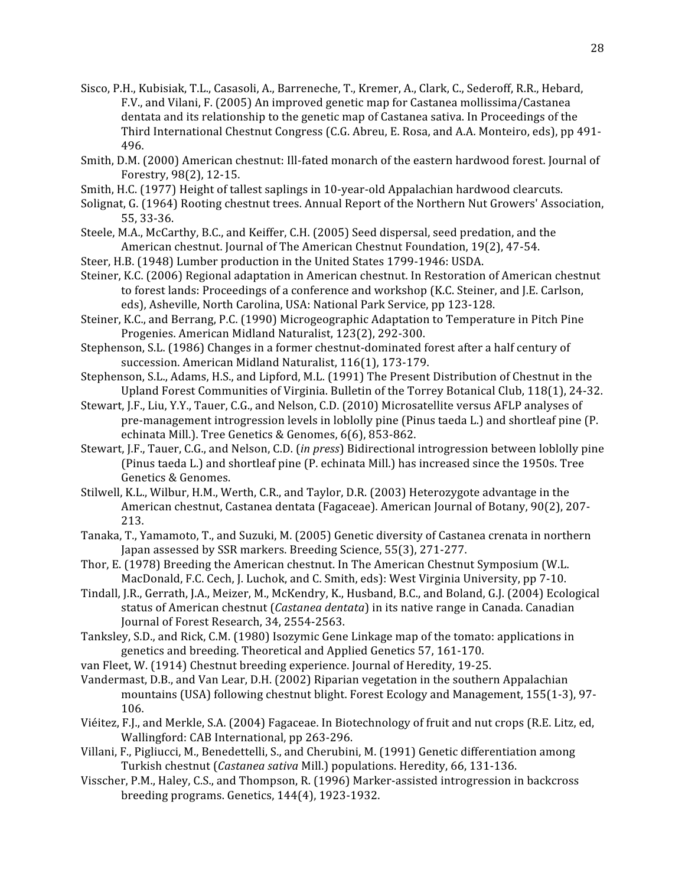Sisco, P.H., Kubisiak, T.L., Casasoli, A., Barreneche, T., Kremer, A., Clark, C., Sederoff, R.R., Hebard, F.V., and Vilani, F. (2005) An improved genetic map for Castanea mollissima/Castanea dentata and its relationship to the genetic map of Castanea sativa. In Proceedings of the Third International Chestnut Congress (C.G. Abreu, E. Rosa, and A.A. Monteiro, eds), pp 491-496.

Smith, D.M. (2000) American chestnut: Ill-fated monarch of the eastern hardwood forest. Journal of Forestry, 98(2), 12-15.

Smith, H.C. (1977) Height of tallest saplings in 10-year-old Appalachian hardwood clearcuts.

Solignat, G. (1964) Rooting chestnut trees. Annual Report of the Northern Nut Growers' Association, 55, 33-36.

Steele, M.A., McCarthy, B.C., and Keiffer, C.H. (2005) Seed dispersal, seed predation, and the American chestnut. Journal of The American Chestnut Foundation, 19(2), 47-54.

Steer, H.B. (1948) Lumber production in the United States 1799-1946: USDA.

Steiner, K.C. (2006) Regional adaptation in American chestnut. In Restoration of American chestnut to forest lands: Proceedings of a conference and workshop (K.C. Steiner, and J.E. Carlson, eds), Asheville, North Carolina, USA: National Park Service, pp 123-128.

Steiner, K.C., and Berrang, P.C. (1990) Microgeographic Adaptation to Temperature in Pitch Pine Progenies. American Midland Naturalist, 123(2), 292-300.

Stephenson, S.L. (1986) Changes in a former chestnut-dominated forest after a half century of succession. American Midland Naturalist, 116(1), 173-179.

Stephenson, S.L., Adams, H.S., and Lipford, M.L. (1991) The Present Distribution of Chestnut in the Upland Forest Communities of Virginia. Bulletin of the Torrey Botanical Club, 118(1), 24-32.

Stewart, J.F., Liu, Y.Y., Tauer, C.G., and Nelson, C.D. (2010) Microsatellite versus AFLP analyses of pre-management introgression levels in loblolly pine (Pinus taeda L.) and shortleaf pine (P. echinata Mill.). Tree Genetics & Genomes, 6(6), 853-862.

Stewart, J.F., Tauer, C.G., and Nelson, C.D. (*in press*) Bidirectional introgression between loblolly pine (Pinus taeda L.) and shortleaf pine (P. echinata Mill.) has increased since the 1950s. Tree Genetics & Genomes.

Stilwell, K.L., Wilbur, H.M., Werth, C.R., and Taylor, D.R. (2003) Heterozygote advantage in the American chestnut, Castanea dentata (Fagaceae). American Journal of Botany, 90(2), 207-213.

Tanaka, T., Yamamoto, T., and Suzuki, M. (2005) Genetic diversity of Castanea crenata in northern Japan assessed by SSR markers. Breeding Science, 55(3), 271-277.

Thor, E. (1978) Breeding the American chestnut. In The American Chestnut Symposium (W.L. MacDonald, F.C. Cech, J. Luchok, and C. Smith, eds): West Virginia University, pp 7-10.

Tindall, J.R., Gerrath, J.A., Meizer, M., McKendry, K., Husband, B.C., and Boland, G.J. (2004) Ecological status of American chestnut (*Castanea dentata*) in its native range in Canada. Canadian Journal of Forest Research, 34, 2554-2563.

Tanksley, S.D., and Rick, C.M. (1980) Isozymic Gene Linkage map of the tomato: applications in genetics and breeding. Theoretical and Applied Genetics 57, 161-170.

van Fleet, W. (1914) Chestnut breeding experience. Journal of Heredity, 19-25.

Vandermast, D.B., and Van Lear, D.H. (2002) Riparian vegetation in the southern Appalachian mountains (USA) following chestnut blight. Forest Ecology and Management, 155(1-3), 97-106.

Viéitez, F.J., and Merkle, S.A. (2004) Fagaceae. In Biotechnology of fruit and nut crops (R.E. Litz, ed, Wallingford: CAB International, pp 263-296.

Villani, F., Pigliucci, M., Benedettelli, S., and Cherubini, M. (1991) Genetic differentiation among Turkish chestnut (*Castanea sativa* Mill.) populations. Heredity, 66, 131-136.

Visscher, P.M., Haley, C.S., and Thompson, R. (1996) Marker-assisted introgression in backcross breeding programs. Genetics, 144(4), 1923-1932.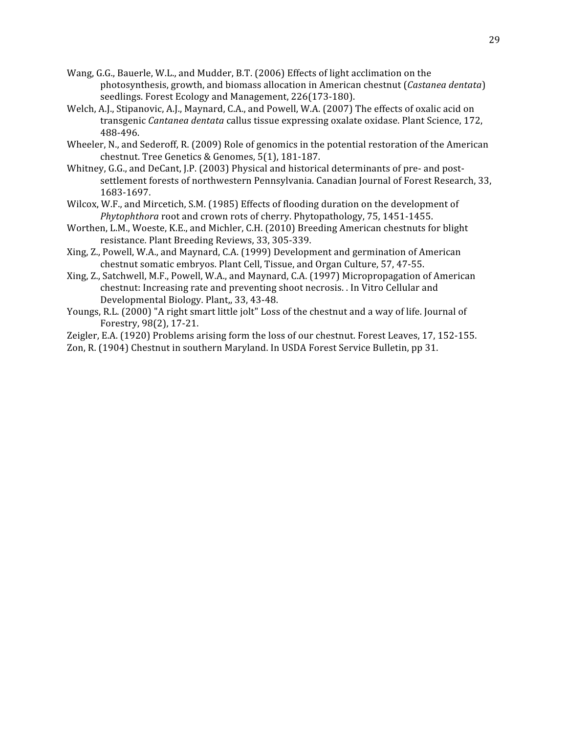Wang, G.G., Bauerle, W.L., and Mudder, B.T. (2006) Effects of light acclimation on the photosynthesis, growth, and biomass allocation in American chestnut (*Castanea dentata*) seedlings. Forest Ecology and Management, 226(173-180).

Welch, A.J., Stipanovic, A.J., Maynard, C.A., and Powell, W.A. (2007) The effects of oxalic acid on transgenic *Cantanea dentata* callus tissue expressing oxalate oxidase. Plant Science, 172, 488-496.

Wheeler, N., and Sederoff, R. (2009) Role of genomics in the potential restoration of the American chestnut. Tree Genetics & Genomes, 5(1), 181-187.

Whitney, G.G., and DeCant, J.P. (2003) Physical and historical determinants of pre- and post-settlement forests of northwestern Pennsylvania. Canadian Journal of Forest Research, 33, 1683-1697.

Wilcox, W.F., and Mircetich, S.M. (1985) Effects of flooding duration on the development of *Phytophthora* root and crown rots of cherry. Phytopathology, 75, 1451-1455.

Worthen, L.M., Woeste, K.E., and Michler, C.H. (2010) Breeding American chestnuts for blight resistance. Plant Breeding Reviews, 33, 305-339.

Xing, Z., Powell, W.A., and Maynard, C.A. (1999) Development and germination of American chestnut somatic embryos. Plant Cell, Tissue, and Organ Culture, 57, 47-55.

Xing, Z., Satchwell, M.F., Powell, W.A., and Maynard, C.A. (1997) Micropropagation of American chestnut: Increasing rate and preventing shoot necrosis. . In Vitro Cellular and Developmental Biology. Plant,, 33, 43-48.

Youngs, R.L. (2000) "A right smart little jolt" Loss of the chestnut and a way of life. Journal of Forestry, 98(2), 17-21.

Zeigler, E.A. (1920) Problems arising form the loss of our chestnut. Forest Leaves, 17, 152-155.

Zon, R. (1904) Chestnut in southern Maryland. In USDA Forest Service Bulletin, pp 31.